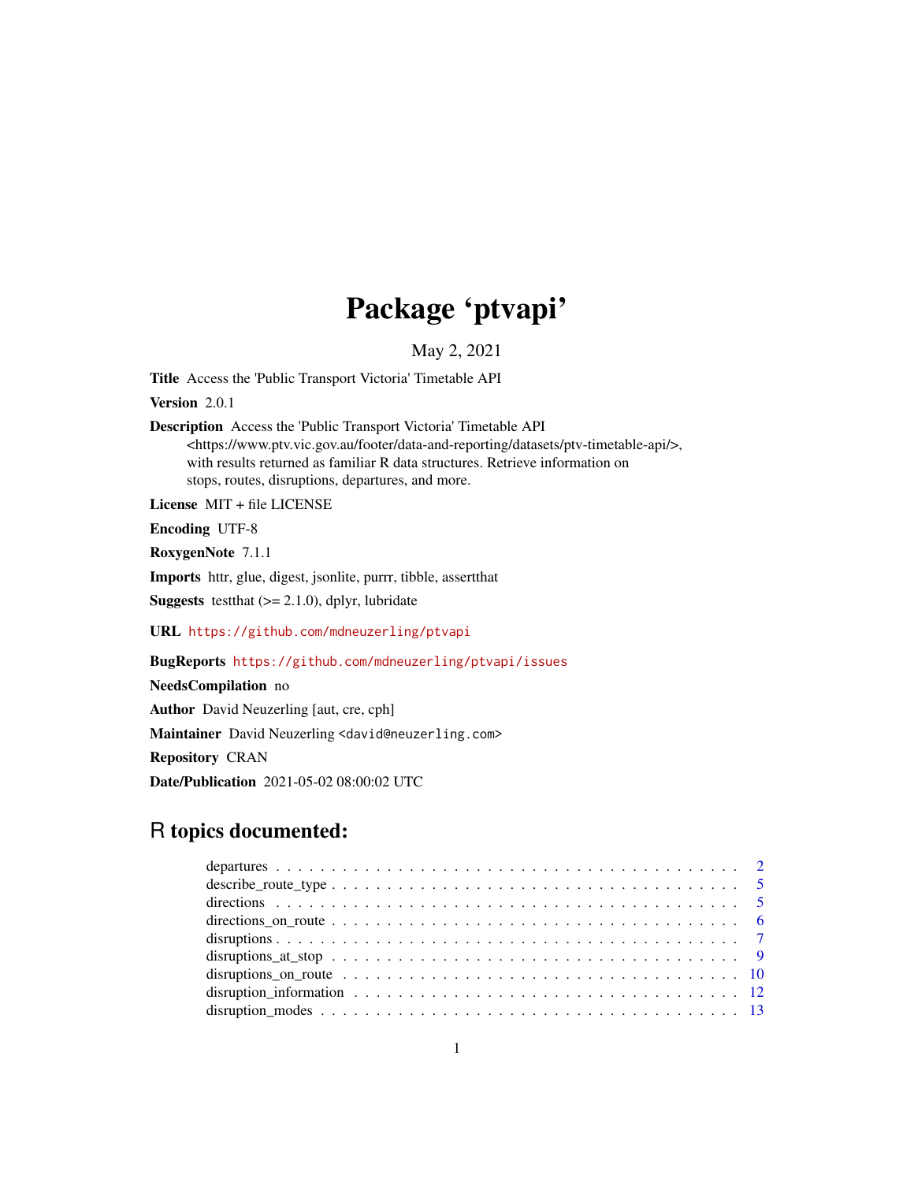# Package 'ptvapi'

May 2, 2021

**Title** Access the 'Public Transport Victoria' Timetable API

**Version** 2.0.1

**Description** Access the 'Public Transport Victoria' Timetable API <https://www.ptv.vic.gov.au/footer/data-and-reporting/datasets/ptv-timetable-api/>, with results returned as familiar R data structures. Retrieve information on stops, routes, disruptions, departures, and more.

**License** MIT + file LICENSE

**Encoding** UTF-8

**RoxygenNote** 7.1.1

**Imports** httr, glue, digest, jsonlite, purrr, tibble, assertthat

**Suggests** testthat (>= 2.1.0), dplyr, lubridate

**URL** https://github.com/mdneuzerling/ptvapi

**BugReports** https://github.com/mdneuzerling/ptvapi/issues

**NeedsCompilation** no

**Author** David Neuzerling [aut, cre, cph]

**Maintainer** David Neuzerling <david@neuzerling.com>

**Repository** CRAN

**Date/Publication** 2021-05-02 08:00:02 UTC

## R topics documented:

- departures . . . . . . . . . . . . . . . . . . . . . . . . . . . . . . . . . . . . . . . . . . 2
- describe_route_type . . . . . . . . . . . . . . . . . . . . . . . . . . . . . . . . . . . . . 5
- directions . . . . . . . . . . . . . . . . . . . . . . . . . . . . . . . . . . . . . . . . . . 5
- directions_on_route . . . . . . . . . . . . . . . . . . . . . . . . . . . . . . . . . . . . . 6
- disruptions . . . . . . . . . . . . . . . . . . . . . . . . . . . . . . . . . . . . . . . . . . 7
- disruptions_at_stop . . . . . . . . . . . . . . . . . . . . . . . . . . . . . . . . . . . . . 9
- disruptions_on_route . . . . . . . . . . . . . . . . . . . . . . . . . . . . . . . . . . . . 10
- disruption_information . . . . . . . . . . . . . . . . . . . . . . . . . . . . . . . . . . . 12
- disruption_modes . . . . . . . . . . . . . . . . . . . . . . . . . . . . . . . . . . . . . . 13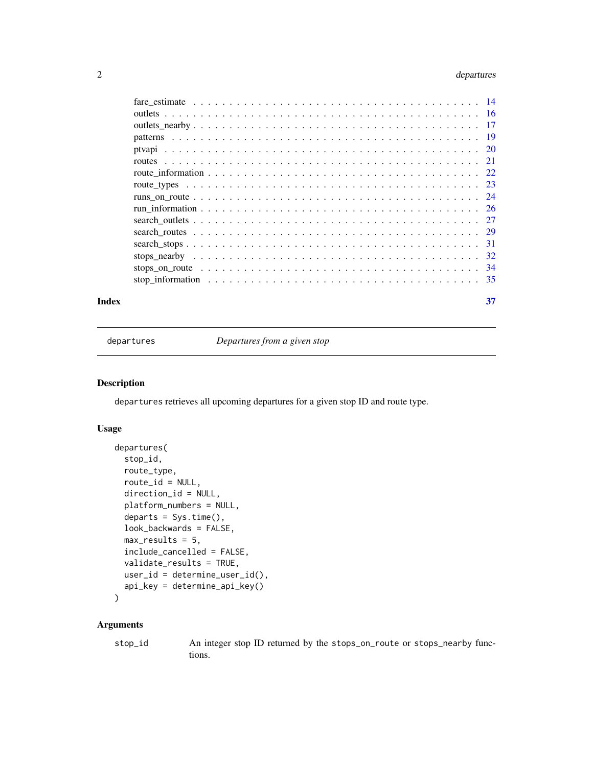fare_estimate . . . . . . . . . . . . . . . . . . . . . . . . . . . . . . . . . . . . . 14
outlets . . . . . . . . . . . . . . . . . . . . . . . . . . . . . . . . . . . . . . . . 16
outlets_nearby . . . . . . . . . . . . . . . . . . . . . . . . . . . . . . . . . . . . . 17
patterns . . . . . . . . . . . . . . . . . . . . . . . . . . . . . . . . . . . . . . . 19
ptvapi . . . . . . . . . . . . . . . . . . . . . . . . . . . . . . . . . . . . . . . . 20
routes . . . . . . . . . . . . . . . . . . . . . . . . . . . . . . . . . . . . . . . . 21
route_information . . . . . . . . . . . . . . . . . . . . . . . . . . . . . . . . . . . 22
route_types . . . . . . . . . . . . . . . . . . . . . . . . . . . . . . . . . . . . . . 23
runs_on_route . . . . . . . . . . . . . . . . . . . . . . . . . . . . . . . . . . . . . 24
run_information . . . . . . . . . . . . . . . . . . . . . . . . . . . . . . . . . . . . 26
search_outlets . . . . . . . . . . . . . . . . . . . . . . . . . . . . . . . . . . . . . 27
search_routes . . . . . . . . . . . . . . . . . . . . . . . . . . . . . . . . . . . . . 29
search_stops . . . . . . . . . . . . . . . . . . . . . . . . . . . . . . . . . . . . . . 31
stops_nearby . . . . . . . . . . . . . . . . . . . . . . . . . . . . . . . . . . . . . . 32
stops_on_route . . . . . . . . . . . . . . . . . . . . . . . . . . . . . . . . . . . . . 34
stop_information . . . . . . . . . . . . . . . . . . . . . . . . . . . . . . . . . . . . 35

**Index** **37**

---

`departures` *Departures from a given stop*

---

### Description

`departures` retrieves all upcoming departures for a given stop ID and route type.

### Usage

```
departures(
  stop_id,
  route_type,
  route_id = NULL,
  direction_id = NULL,
  platform_numbers = NULL,
  departs = Sys.time(),
  look_backwards = FALSE,
  max_results = 5,
  include_cancelled = FALSE,
  validate_results = TRUE,
  user_id = determine_user_id(),
  api_key = determine_api_key()
)
```

### Arguments

| | |
|---|---|
| `stop_id` | An integer stop ID returned by the `stops_on_route` or `stops_nearby` functions. |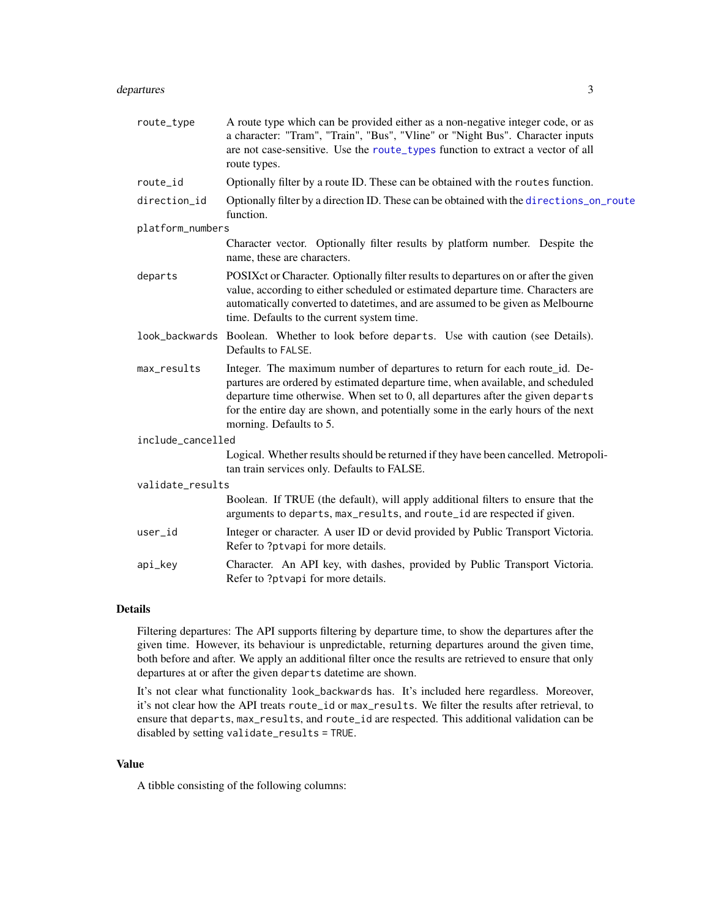| | |
|---|---|
| `route_type` | A route type which can be provided either as a non-negative integer code, or as a character: "Tram", "Train", "Bus", "Vline" or "Night Bus". Character inputs are not case-sensitive. Use the `route_types` function to extract a vector of all route types. |
| `route_id` | Optionally filter by a route ID. These can be obtained with the `routes` function. |
| `direction_id` | Optionally filter by a direction ID. These can be obtained with the `directions_on_route` function. |
| `platform_numbers` | Character vector. Optionally filter results by platform number. Despite the name, these are characters. |
| `departs` | POSIXct or Character. Optionally filter results to departures on or after the given value, according to either scheduled or estimated departure time. Characters are automatically converted to datetimes, and are assumed to be given as Melbourne time. Defaults to the current system time. |
| `look_backwards` | Boolean. Whether to look before `departs`. Use with caution (see Details). Defaults to `FALSE`. |
| `max_results` | Integer. The maximum number of departures to return for each route_id. Departures are ordered by estimated departure time, when available, and scheduled departure time otherwise. When set to 0, all departures after the given `departs` for the entire day are shown, and potentially some in the early hours of the next morning. Defaults to 5. |
| `include_cancelled` | Logical. Whether results should be returned if they have been cancelled. Metropolitan train services only. Defaults to FALSE. |
| `validate_results` | Boolean. If TRUE (the default), will apply additional filters to ensure that the arguments to `departs`, `max_results`, and `route_id` are respected if given. |
| `user_id` | Integer or character. A user ID or devid provided by Public Transport Victoria. Refer to `?ptvapi` for more details. |
| `api_key` | Character. An API key, with dashes, provided by Public Transport Victoria. Refer to `?ptvapi` for more details. |

## Details

Filtering departures: The API supports filtering by departure time, to show the departures after the given time. However, its behaviour is unpredictable, returning departures around the given time, both before and after. We apply an additional filter once the results are retrieved to ensure that only departures at or after the given `departs` datetime are shown.

It's not clear what functionality `look_backwards` has. It's included here regardless. Moreover, it's not clear how the API treats `route_id` or `max_results`. We filter the results after retrieval, to ensure that `departs`, `max_results`, and `route_id` are respected. This additional validation can be disabled by setting `validate_results = TRUE`.

## Value

A tibble consisting of the following columns: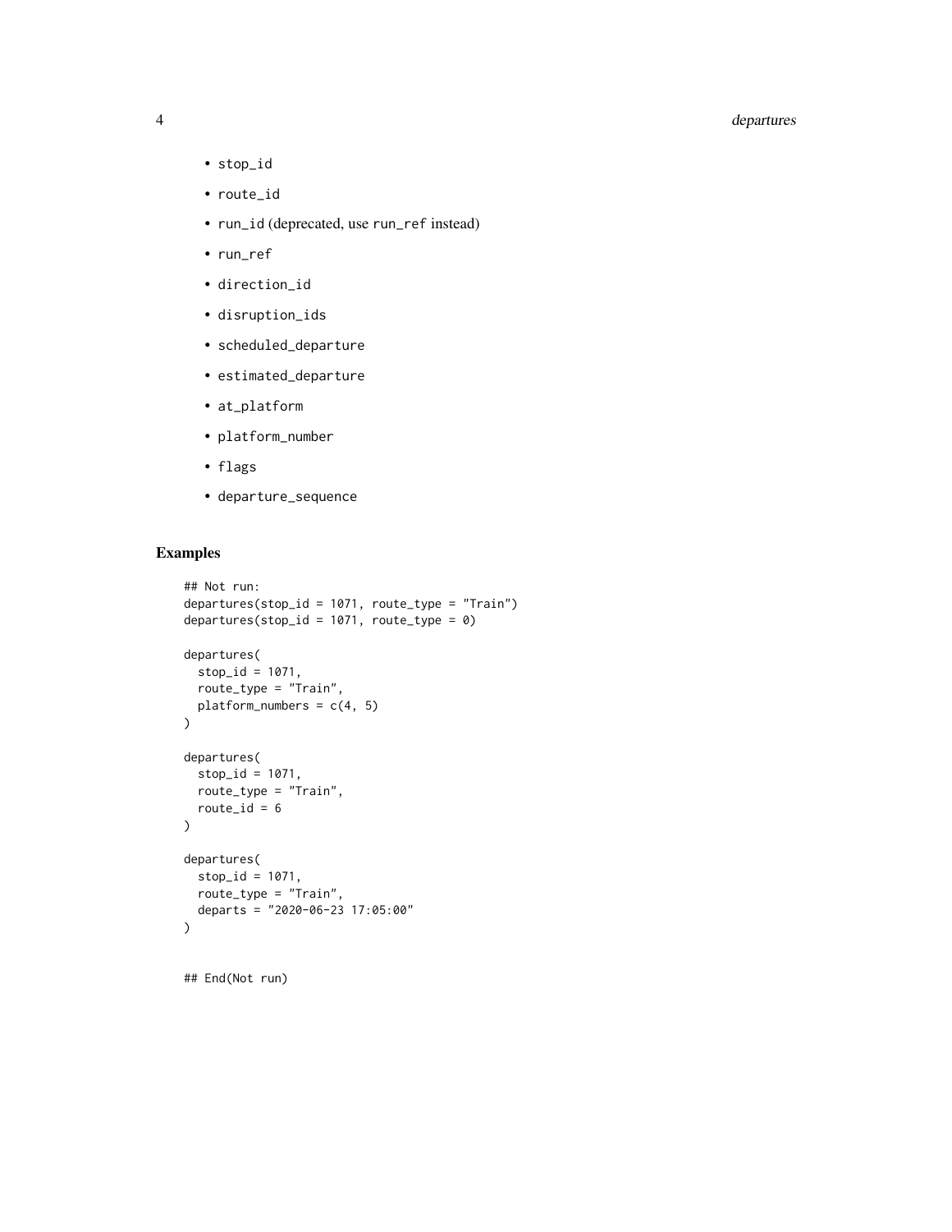- `stop_id`
- `route_id`
- `run_id` (deprecated, use `run_ref` instead)
- `run_ref`
- `direction_id`
- `disruption_ids`
- `scheduled_departure`
- `estimated_departure`
- `at_platform`
- `platform_number`
- `flags`
- `departure_sequence`

## Examples

```
## Not run:
departures(stop_id = 1071, route_type = "Train")
departures(stop_id = 1071, route_type = 0)

departures(
  stop_id = 1071,
  route_type = "Train",
  platform_numbers = c(4, 5)
)

departures(
  stop_id = 1071,
  route_type = "Train",
  route_id = 6
)

departures(
  stop_id = 1071,
  route_type = "Train",
  departs = "2020-06-23 17:05:00"
)


## End(Not run)
```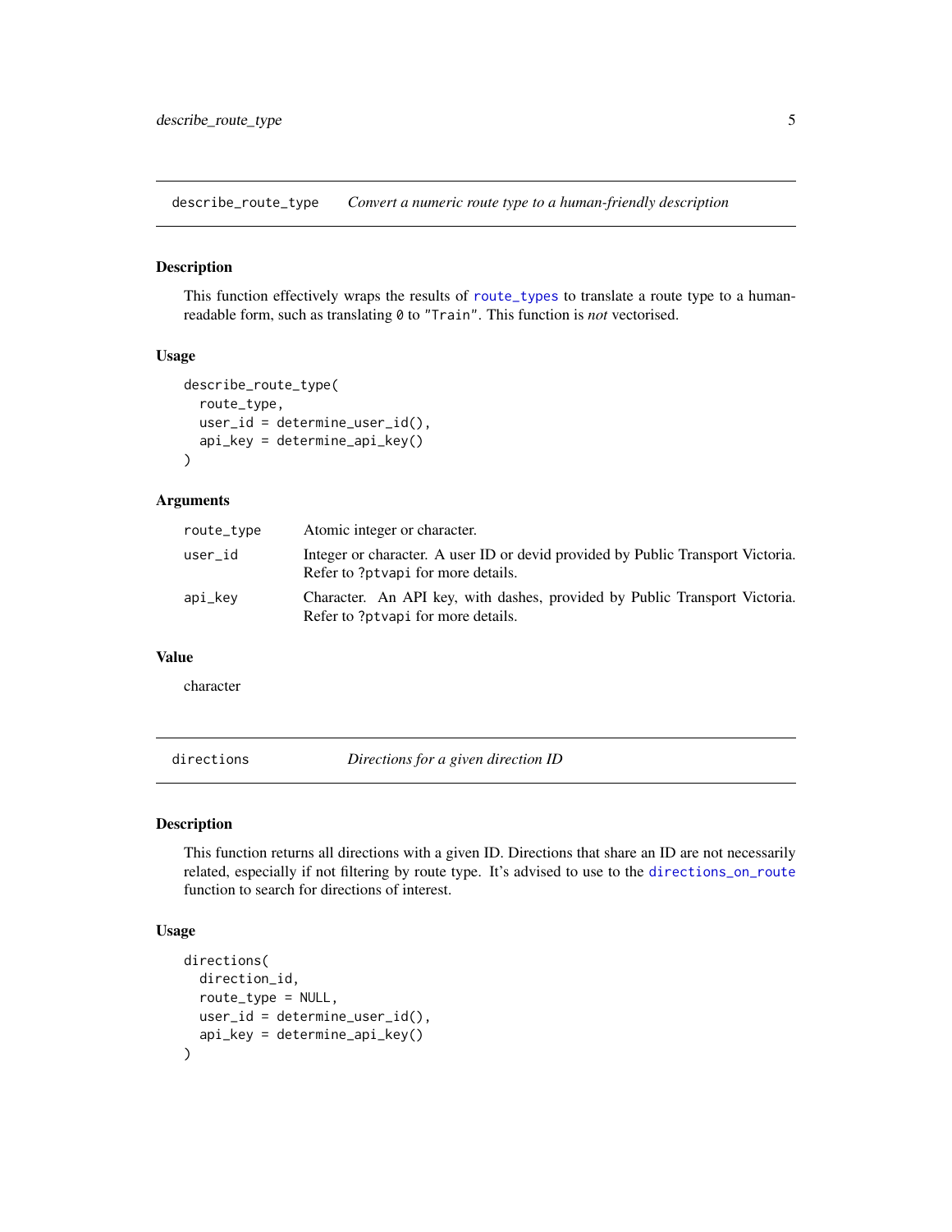## describe_route_type — *Convert a numeric route type to a human-friendly description*

### Description

This function effectively wraps the results of `route_types` to translate a route type to a human-readable form, such as translating `0` to `"Train"`. This function is *not* vectorised.

### Usage

```
describe_route_type(
  route_type,
  user_id = determine_user_id(),
  api_key = determine_api_key()
)
```

### Arguments

| | |
|---|---|
| `route_type` | Atomic integer or character. |
| `user_id` | Integer or character. A user ID or devid provided by Public Transport Victoria. Refer to `?ptvapi` for more details. |
| `api_key` | Character. An API key, with dashes, provided by Public Transport Victoria. Refer to `?ptvapi` for more details. |

### Value

character

## directions — *Directions for a given direction ID*

### Description

This function returns all directions with a given ID. Directions that share an ID are not necessarily related, especially if not filtering by route type. It's advised to use to the `directions_on_route` function to search for directions of interest.

### Usage

```
directions(
  direction_id,
  route_type = NULL,
  user_id = determine_user_id(),
  api_key = determine_api_key()
)
```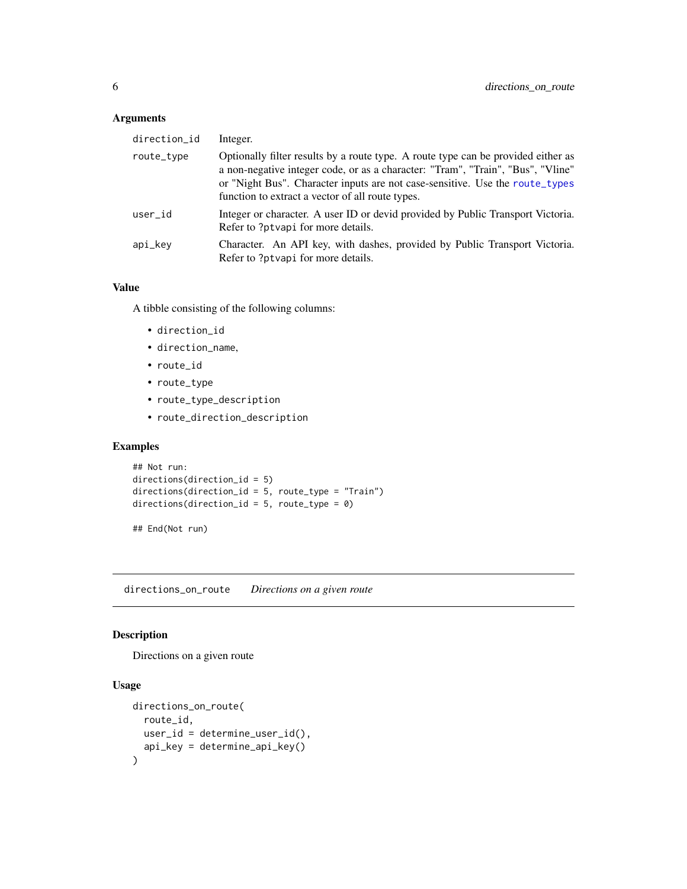## Arguments

| | |
|---|---|
| `direction_id` | Integer. |
| `route_type` | Optionally filter results by a route type. A route type can be provided either as a non-negative integer code, or as a character: "Tram", "Train", "Bus", "Vline" or "Night Bus". Character inputs are not case-sensitive. Use the `route_types` function to extract a vector of all route types. |
| `user_id` | Integer or character. A user ID or devid provided by Public Transport Victoria. Refer to `?ptvapi` for more details. |
| `api_key` | Character. An API key, with dashes, provided by Public Transport Victoria. Refer to `?ptvapi` for more details. |

## Value

A tibble consisting of the following columns:

- `direction_id`
- `direction_name`,
- `route_id`
- `route_type`
- `route_type_description`
- `route_direction_description`

## Examples

```
## Not run:
directions(direction_id = 5)
directions(direction_id = 5, route_type = "Train")
directions(direction_id = 5, route_type = 0)

## End(Not run)
```

---

# `directions_on_route` *Directions on a given route*

## Description

Directions on a given route

## Usage

```
directions_on_route(
  route_id,
  user_id = determine_user_id(),
  api_key = determine_api_key()
)
```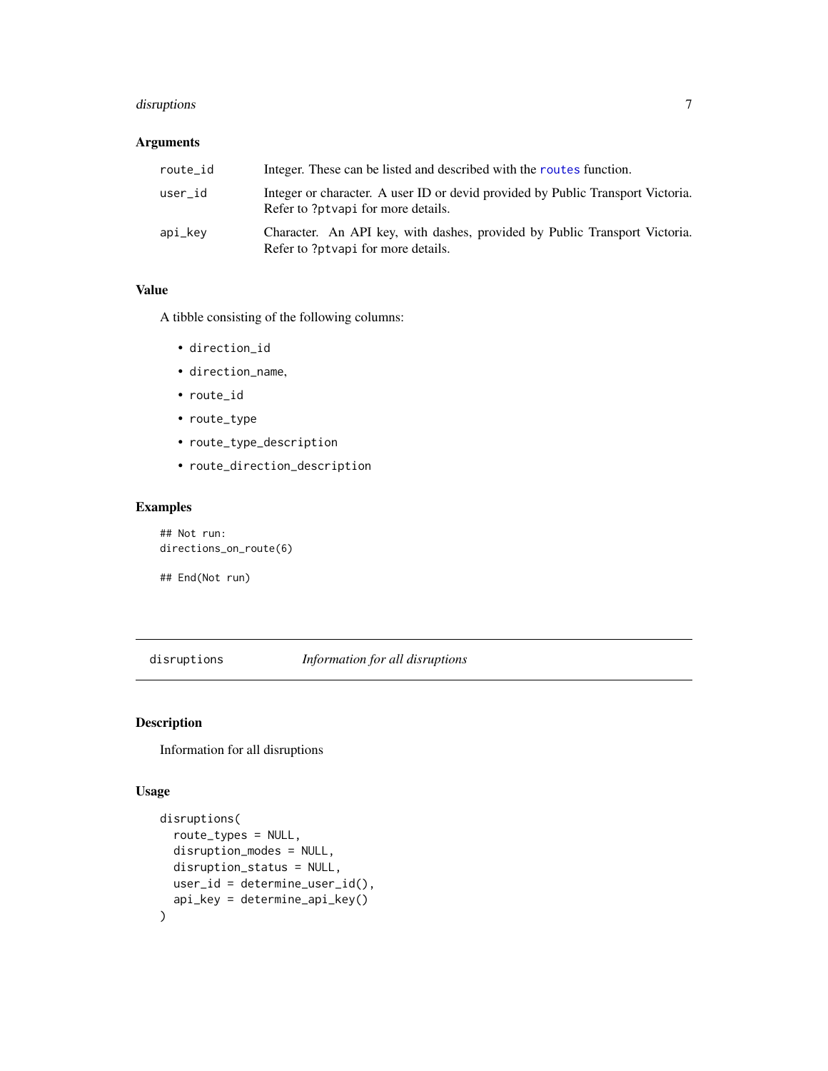### Arguments

| | |
|---|---|
| route_id | Integer. These can be listed and described with the `routes` function. |
| user_id | Integer or character. A user ID or devid provided by Public Transport Victoria. Refer to ?ptvapi for more details. |
| api_key | Character. An API key, with dashes, provided by Public Transport Victoria. Refer to ?ptvapi for more details. |

### Value

A tibble consisting of the following columns:

- `direction_id`
- `direction_name`,
- `route_id`
- `route_type`
- `route_type_description`
- `route_direction_description`

### Examples

```
## Not run:
directions_on_route(6)

## End(Not run)
```

---

## disruptions *Information for all disruptions*

### Description

Information for all disruptions

### Usage

```
disruptions(
  route_types = NULL,
  disruption_modes = NULL,
  disruption_status = NULL,
  user_id = determine_user_id(),
  api_key = determine_api_key()
)
```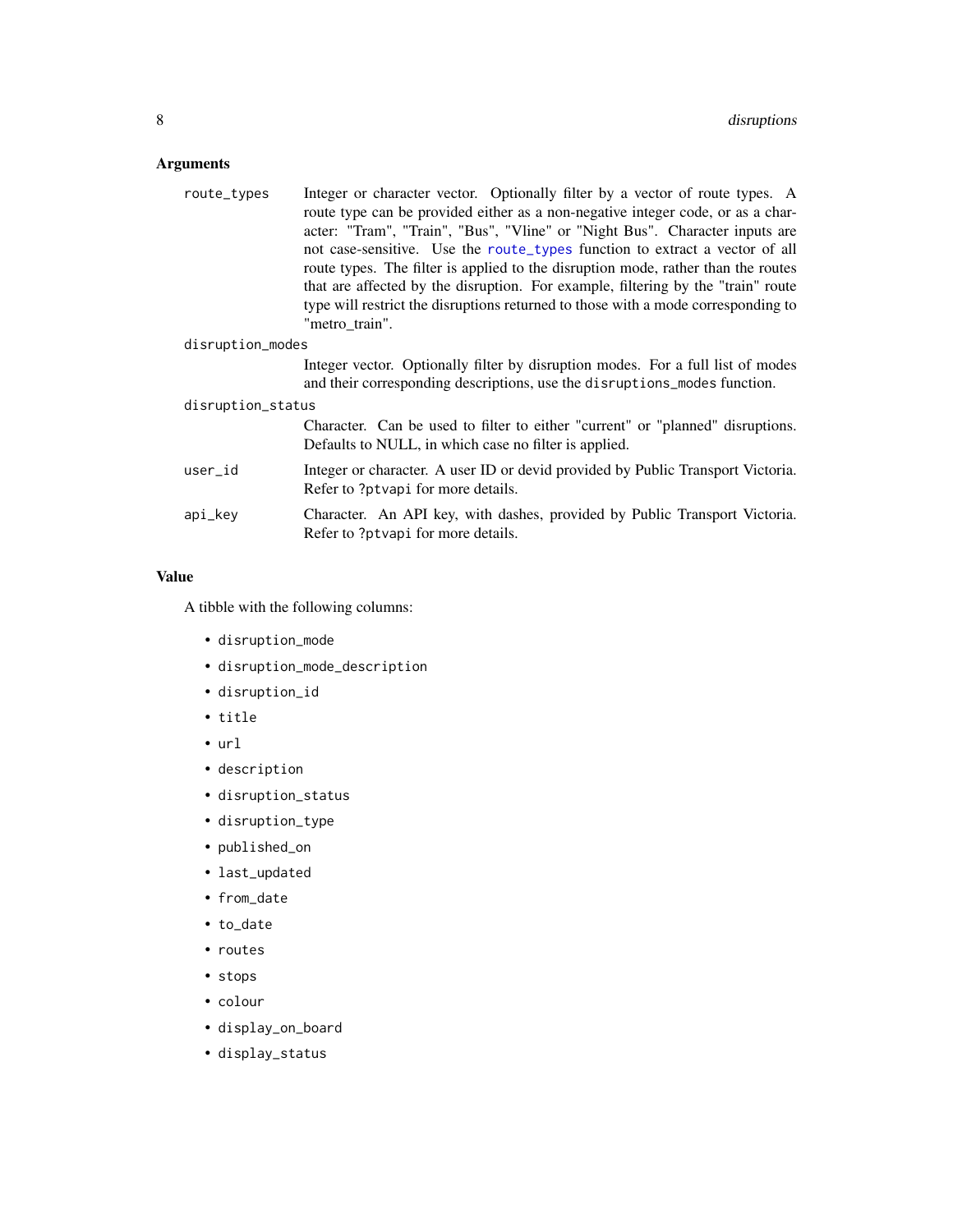## Arguments

**route_types**
: Integer or character vector. Optionally filter by a vector of route types. A route type can be provided either as a non-negative integer code, or as a character: "Tram", "Train", "Bus", "Vline" or "Night Bus". Character inputs are not case-sensitive. Use the `route_types` function to extract a vector of all route types. The filter is applied to the disruption mode, rather than the routes that are affected by the disruption. For example, filtering by the "train" route type will restrict the disruptions returned to those with a mode corresponding to "metro_train".

**disruption_modes**
: Integer vector. Optionally filter by disruption modes. For a full list of modes and their corresponding descriptions, use the `disruptions_modes` function.

**disruption_status**
: Character. Can be used to filter to either "current" or "planned" disruptions. Defaults to NULL, in which case no filter is applied.

**user_id**
: Integer or character. A user ID or devid provided by Public Transport Victoria. Refer to `?ptvapi` for more details.

**api_key**
: Character. An API key, with dashes, provided by Public Transport Victoria. Refer to `?ptvapi` for more details.

## Value

A tibble with the following columns:

- `disruption_mode`
- `disruption_mode_description`
- `disruption_id`
- `title`
- `url`
- `description`
- `disruption_status`
- `disruption_type`
- `published_on`
- `last_updated`
- `from_date`
- `to_date`
- `routes`
- `stops`
- `colour`
- `display_on_board`
- `display_status`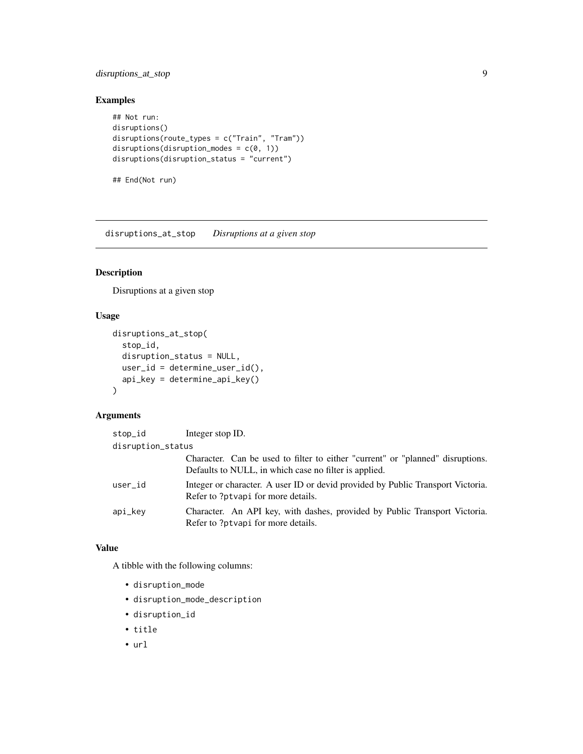## Examples

```
## Not run:
disruptions()
disruptions(route_types = c("Train", "Tram"))
disruptions(disruption_modes = c(0, 1))
disruptions(disruption_status = "current")

## End(Not run)
```

---

`disruptions_at_stop` *Disruptions at a given stop*

---

## Description

Disruptions at a given stop

## Usage

```
disruptions_at_stop(
  stop_id,
  disruption_status = NULL,
  user_id = determine_user_id(),
  api_key = determine_api_key()
)
```

## Arguments

| | |
|---|---|
| `stop_id` | Integer stop ID. |
| `disruption_status` | Character. Can be used to filter to either "current" or "planned" disruptions. Defaults to NULL, in which case no filter is applied. |
| `user_id` | Integer or character. A user ID or devid provided by Public Transport Victoria. Refer to `?ptvapi` for more details. |
| `api_key` | Character. An API key, with dashes, provided by Public Transport Victoria. Refer to `?ptvapi` for more details. |

## Value

A tibble with the following columns:

- `disruption_mode`
- `disruption_mode_description`
- `disruption_id`
- `title`
- `url`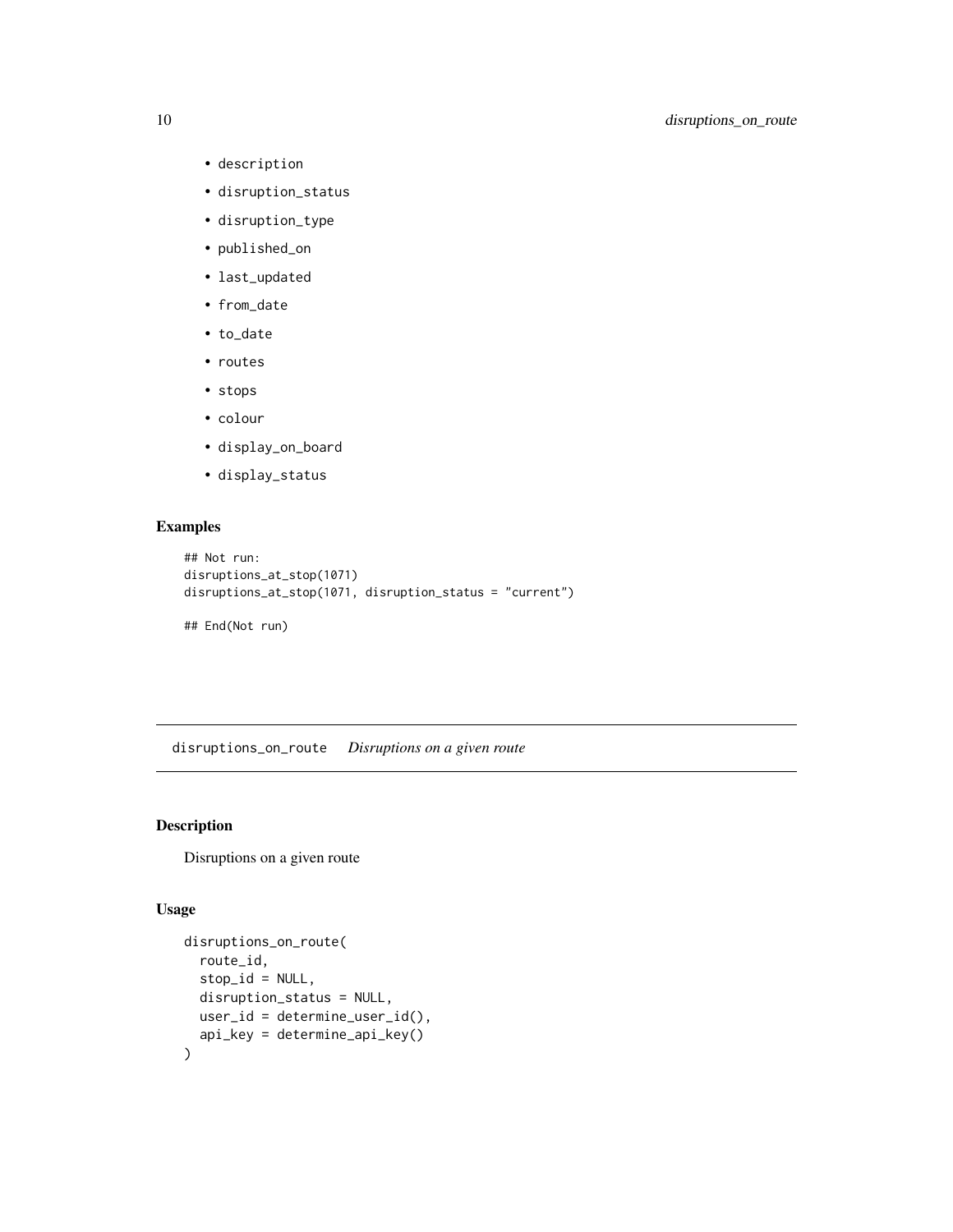- description
- disruption_status
- disruption_type
- published_on
- last_updated
- from_date
- to_date
- routes
- stops
- colour
- display_on_board
- display_status

## Examples

```
## Not run:
disruptions_at_stop(1071)
disruptions_at_stop(1071, disruption_status = "current")

## End(Not run)
```

---

# disruptions_on_route *Disruptions on a given route*

## Description

Disruptions on a given route

## Usage

```
disruptions_on_route(
  route_id,
  stop_id = NULL,
  disruption_status = NULL,
  user_id = determine_user_id(),
  api_key = determine_api_key()
)
```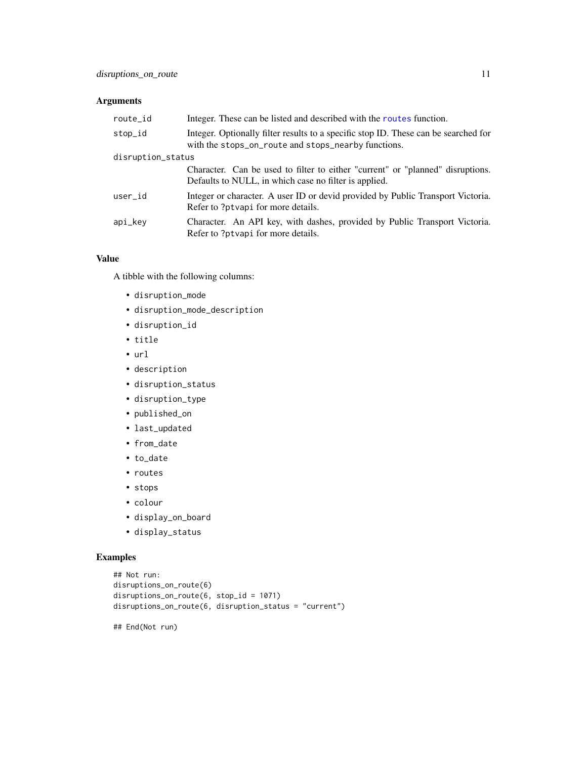## Arguments

| | |
|---|---|
| route_id | Integer. These can be listed and described with the routes function. |
| stop_id | Integer. Optionally filter results to a specific stop ID. These can be searched for with the stops_on_route and stops_nearby functions. |
| disruption_status | Character. Can be used to filter to either "current" or "planned" disruptions. Defaults to NULL, in which case no filter is applied. |
| user_id | Integer or character. A user ID or devid provided by Public Transport Victoria. Refer to ?ptvapi for more details. |
| api_key | Character. An API key, with dashes, provided by Public Transport Victoria. Refer to ?ptvapi for more details. |

## Value

A tibble with the following columns:

- disruption_mode
- disruption_mode_description
- disruption_id
- title
- url
- description
- disruption_status
- disruption_type
- published_on
- last_updated
- from_date
- to_date
- routes
- stops
- colour
- display_on_board
- display_status

## Examples

```
## Not run:
disruptions_on_route(6)
disruptions_on_route(6, stop_id = 1071)
disruptions_on_route(6, disruption_status = "current")

## End(Not run)
```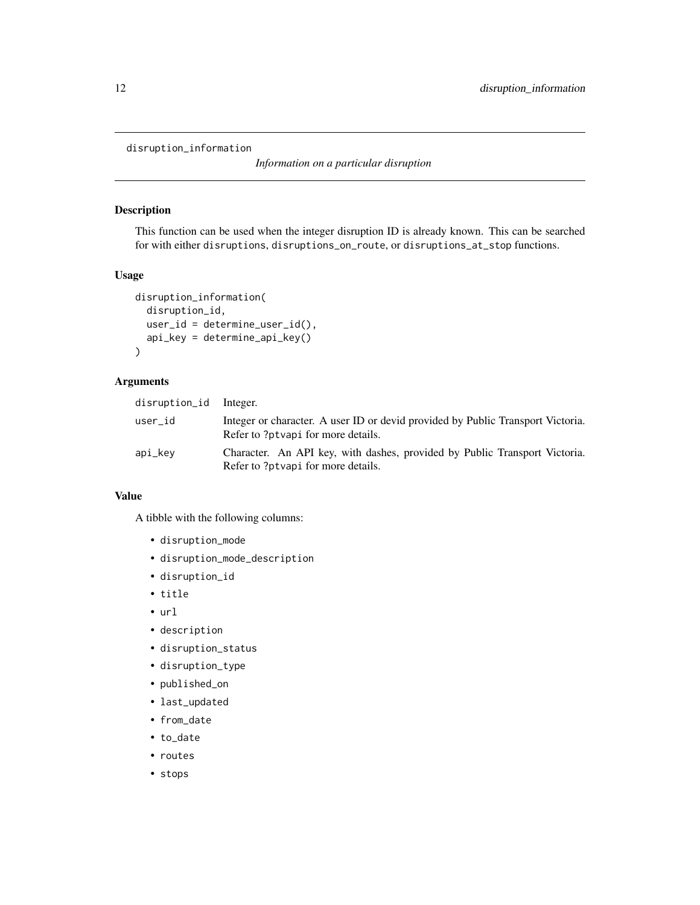`disruption_information` *Information on a particular disruption*

## Description

This function can be used when the integer disruption ID is already known. This can be searched for with either `disruptions`, `disruptions_on_route`, or `disruptions_at_stop` functions.

## Usage

```
disruption_information(
  disruption_id,
  user_id = determine_user_id(),
  api_key = determine_api_key()
)
```

## Arguments

| | |
|---|---|
| `disruption_id` | Integer. |
| `user_id` | Integer or character. A user ID or devid provided by Public Transport Victoria. Refer to `?ptvapi` for more details. |
| `api_key` | Character. An API key, with dashes, provided by Public Transport Victoria. Refer to `?ptvapi` for more details. |

## Value

A tibble with the following columns:

- `disruption_mode`
- `disruption_mode_description`
- `disruption_id`
- `title`
- `url`
- `description`
- `disruption_status`
- `disruption_type`
- `published_on`
- `last_updated`
- `from_date`
- `to_date`
- `routes`
- `stops`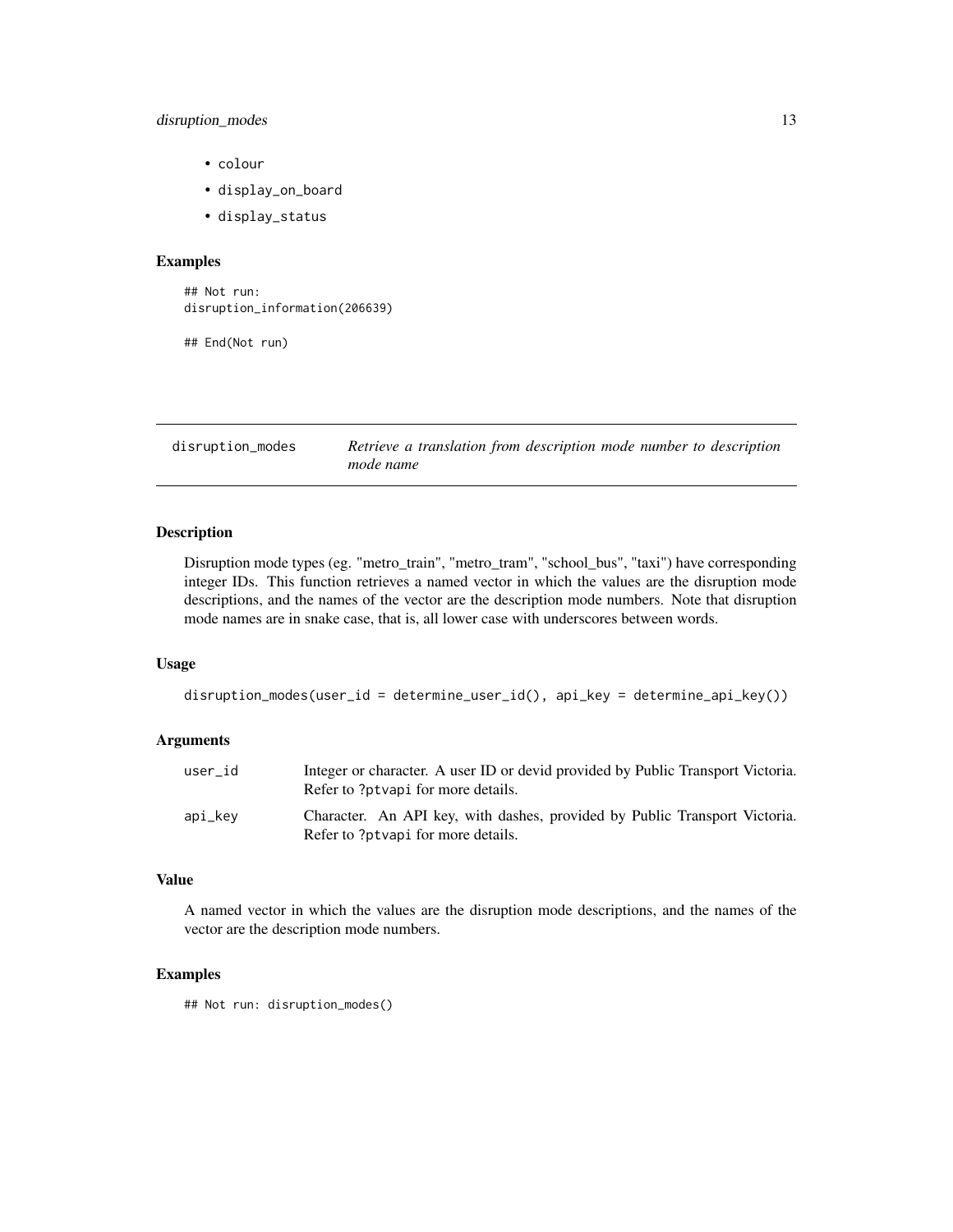- colour
- display_on_board
- display_status

### Examples

```
## Not run:
disruption_information(206639)

## End(Not run)
```

---

## disruption_modes — *Retrieve a translation from description mode number to description mode name*

### Description

Disruption mode types (eg. "metro_train", "metro_tram", "school_bus", "taxi") have corresponding integer IDs. This function retrieves a named vector in which the values are the disruption mode descriptions, and the names of the vector are the description mode numbers. Note that disruption mode names are in snake case, that is, all lower case with underscores between words.

### Usage

```
disruption_modes(user_id = determine_user_id(), api_key = determine_api_key())
```

### Arguments

| | |
|---|---|
| user_id | Integer or character. A user ID or devid provided by Public Transport Victoria. Refer to ?ptvapi for more details. |
| api_key | Character. An API key, with dashes, provided by Public Transport Victoria. Refer to ?ptvapi for more details. |

### Value

A named vector in which the values are the disruption mode descriptions, and the names of the vector are the description mode numbers.

### Examples

```
## Not run: disruption_modes()
```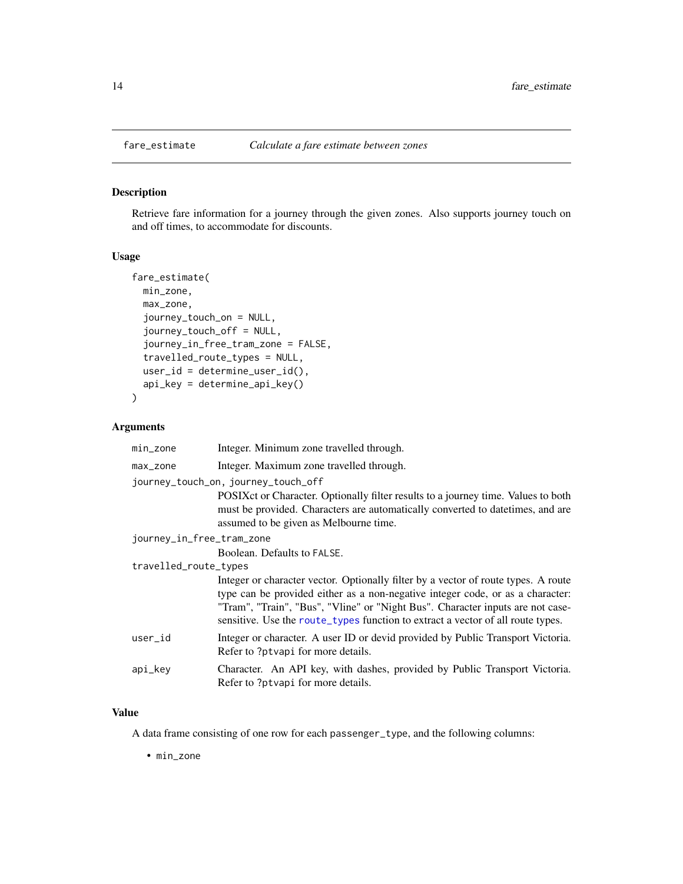## fare_estimate *Calculate a fare estimate between zones*

### Description

Retrieve fare information for a journey through the given zones. Also supports journey touch on and off times, to accommodate for discounts.

### Usage

```
fare_estimate(
  min_zone,
  max_zone,
  journey_touch_on = NULL,
  journey_touch_off = NULL,
  journey_in_free_tram_zone = FALSE,
  travelled_route_types = NULL,
  user_id = determine_user_id(),
  api_key = determine_api_key()
)
```

### Arguments

`min_zone` Integer. Minimum zone travelled through.

`max_zone` Integer. Maximum zone travelled through.

`journey_touch_on, journey_touch_off`
POSIXct or Character. Optionally filter results to a journey time. Values to both must be provided. Characters are automatically converted to datetimes, and are assumed to be given as Melbourne time.

`journey_in_free_tram_zone`
Boolean. Defaults to `FALSE`.

`travelled_route_types`
Integer or character vector. Optionally filter by a vector of route types. A route type can be provided either as a non-negative integer code, or as a character: "Tram", "Train", "Bus", "Vline" or "Night Bus". Character inputs are not case-sensitive. Use the `route_types` function to extract a vector of all route types.

`user_id` Integer or character. A user ID or devid provided by Public Transport Victoria. Refer to `?ptvapi` for more details.

`api_key` Character. An API key, with dashes, provided by Public Transport Victoria. Refer to `?ptvapi` for more details.

### Value

A data frame consisting of one row for each `passenger_type`, and the following columns:

- `min_zone`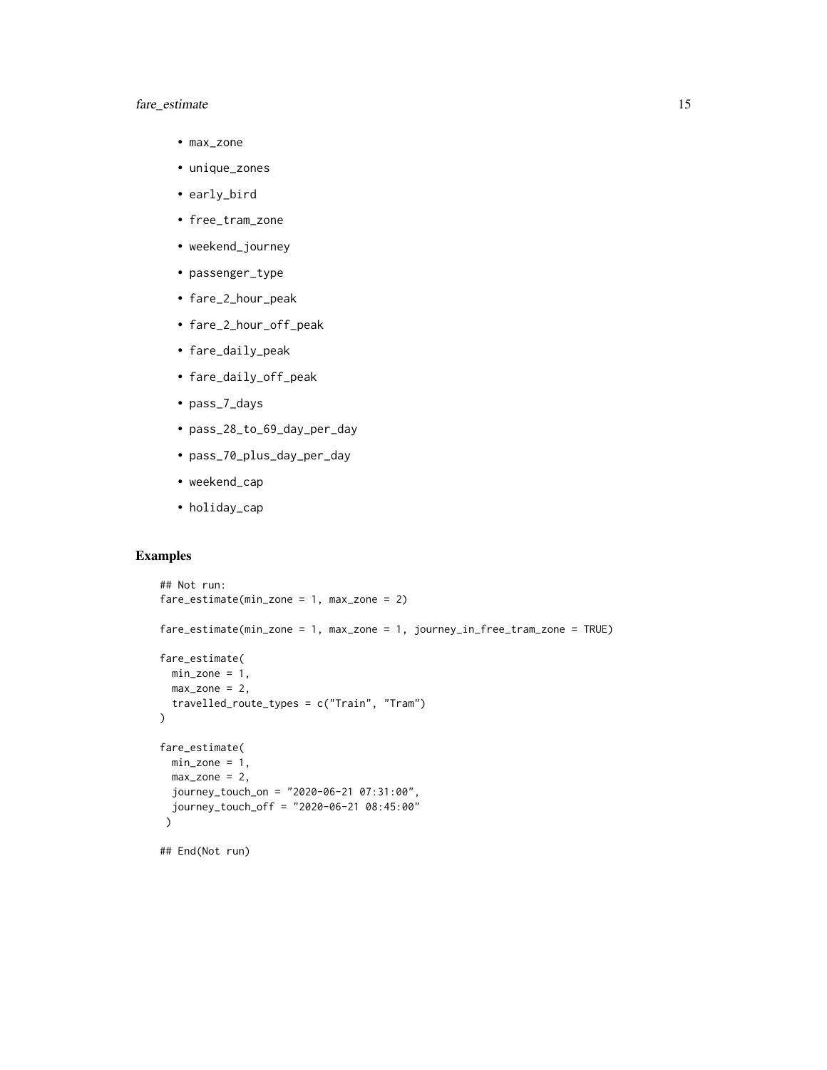- max_zone
- unique_zones
- early_bird
- free_tram_zone
- weekend_journey
- passenger_type
- fare_2_hour_peak
- fare_2_hour_off_peak
- fare_daily_peak
- fare_daily_off_peak
- pass_7_days
- pass_28_to_69_day_per_day
- pass_70_plus_day_per_day
- weekend_cap
- holiday_cap

## Examples

```
## Not run:
fare_estimate(min_zone = 1, max_zone = 2)

fare_estimate(min_zone = 1, max_zone = 1, journey_in_free_tram_zone = TRUE)

fare_estimate(
  min_zone = 1,
  max_zone = 2,
  travelled_route_types = c("Train", "Tram")
)

fare_estimate(
  min_zone = 1,
  max_zone = 2,
  journey_touch_on = "2020-06-21 07:31:00",
  journey_touch_off = "2020-06-21 08:45:00"
 )

## End(Not run)
```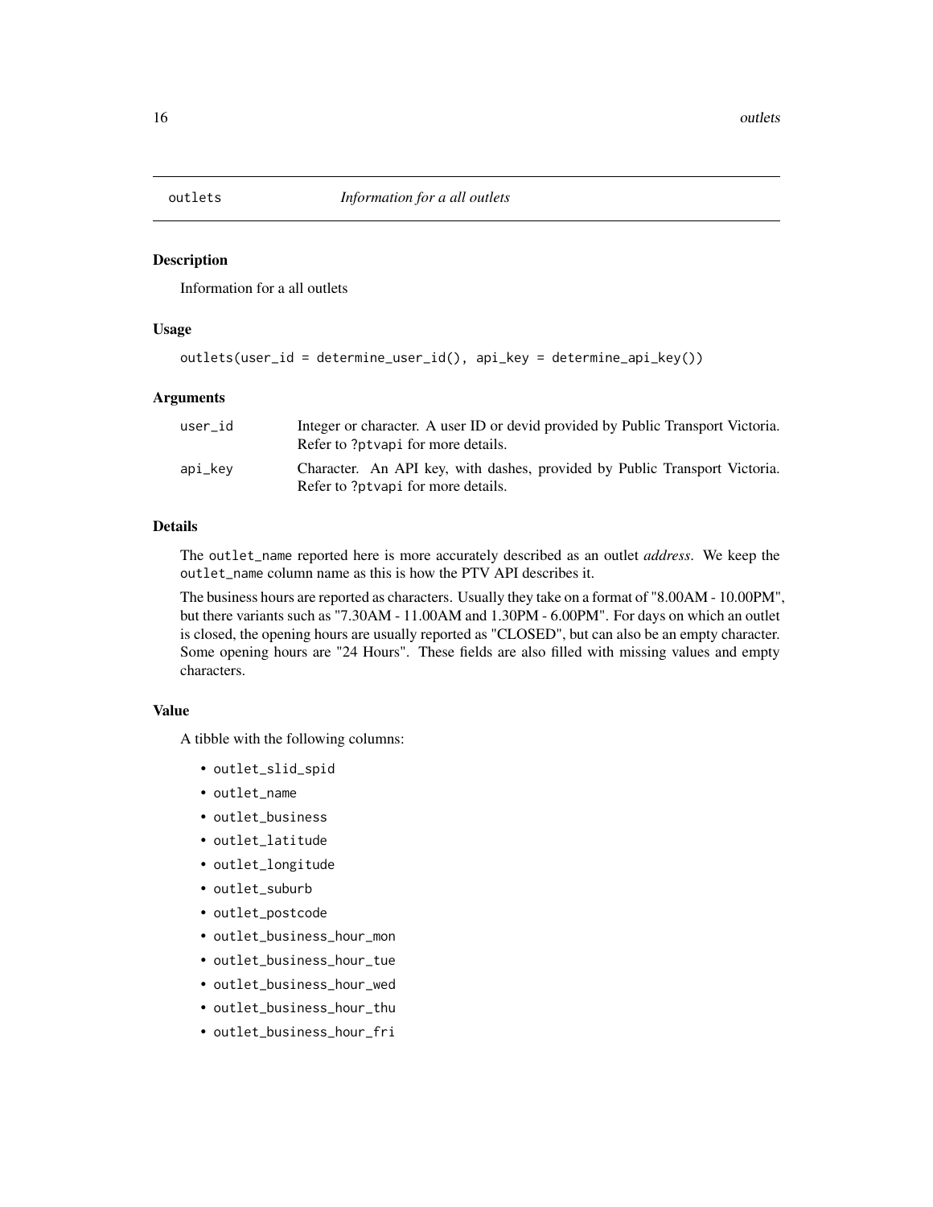# outlets — *Information for a all outlets*

## Description

Information for a all outlets

## Usage

```
outlets(user_id = determine_user_id(), api_key = determine_api_key())
```

## Arguments

| | |
|---|---|
| `user_id` | Integer or character. A user ID or devid provided by Public Transport Victoria. Refer to `?ptvapi` for more details. |
| `api_key` | Character. An API key, with dashes, provided by Public Transport Victoria. Refer to `?ptvapi` for more details. |

## Details

The `outlet_name` reported here is more accurately described as an outlet *address*. We keep the `outlet_name` column name as this is how the PTV API describes it.

The business hours are reported as characters. Usually they take on a format of "8.00AM - 10.00PM", but there variants such as "7.30AM - 11.00AM and 1.30PM - 6.00PM". For days on which an outlet is closed, the opening hours are usually reported as "CLOSED", but can also be an empty character. Some opening hours are "24 Hours". These fields are also filled with missing values and empty characters.

## Value

A tibble with the following columns:

- `outlet_slid_spid`
- `outlet_name`
- `outlet_business`
- `outlet_latitude`
- `outlet_longitude`
- `outlet_suburb`
- `outlet_postcode`
- `outlet_business_hour_mon`
- `outlet_business_hour_tue`
- `outlet_business_hour_wed`
- `outlet_business_hour_thu`
- `outlet_business_hour_fri`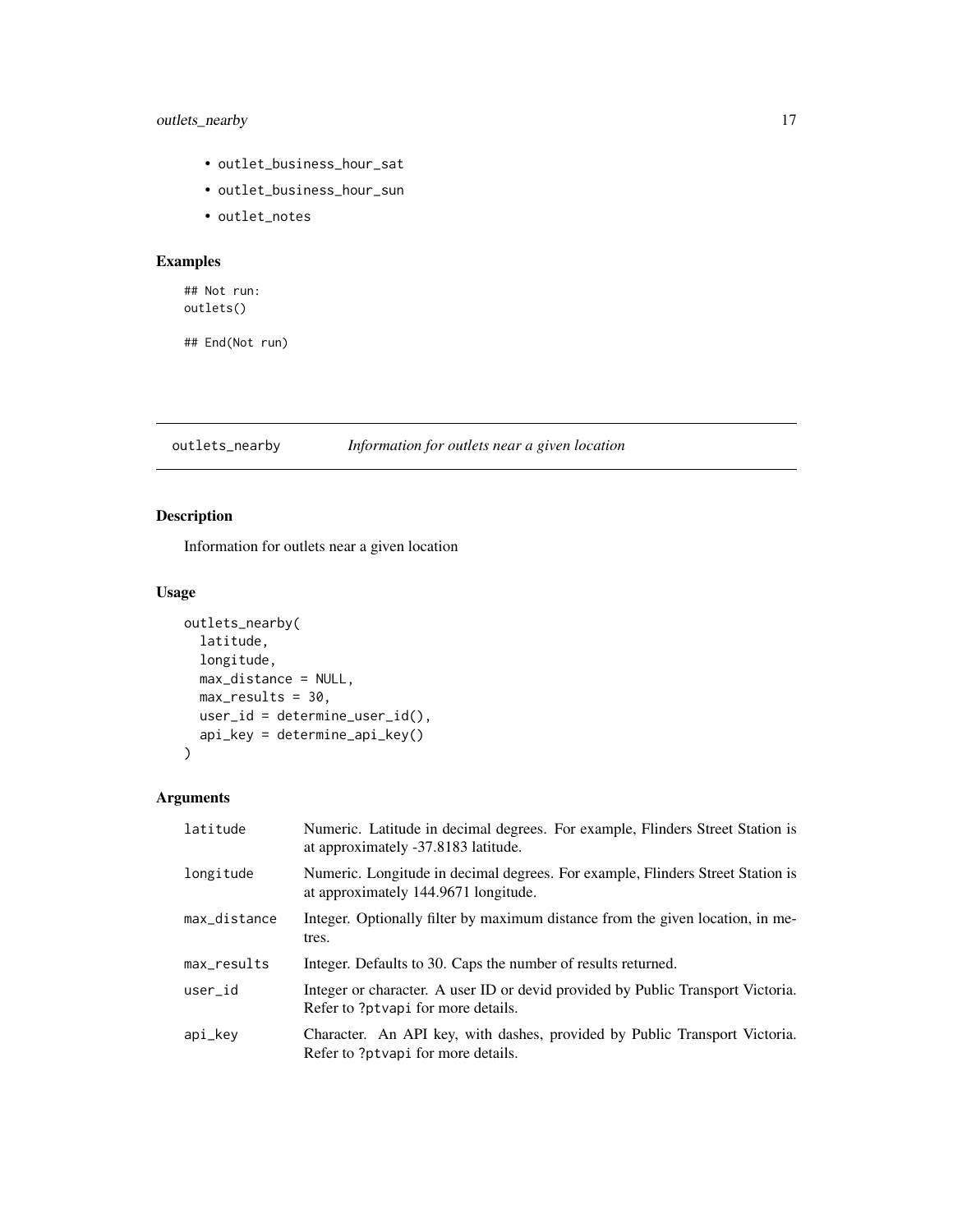- outlet_business_hour_sat
- outlet_business_hour_sun
- outlet_notes

## Examples

```
## Not run:
outlets()

## End(Not run)
```

# outlets_nearby *Information for outlets near a given location*

## Description

Information for outlets near a given location

## Usage

```
outlets_nearby(
  latitude,
  longitude,
  max_distance = NULL,
  max_results = 30,
  user_id = determine_user_id(),
  api_key = determine_api_key()
)
```

## Arguments

| Argument | Description |
|---|---|
| latitude | Numeric. Latitude in decimal degrees. For example, Flinders Street Station is at approximately -37.8183 latitude. |
| longitude | Numeric. Longitude in decimal degrees. For example, Flinders Street Station is at approximately 144.9671 longitude. |
| max_distance | Integer. Optionally filter by maximum distance from the given location, in metres. |
| max_results | Integer. Defaults to 30. Caps the number of results returned. |
| user_id | Integer or character. A user ID or devid provided by Public Transport Victoria. Refer to ?ptvapi for more details. |
| api_key | Character. An API key, with dashes, provided by Public Transport Victoria. Refer to ?ptvapi for more details. |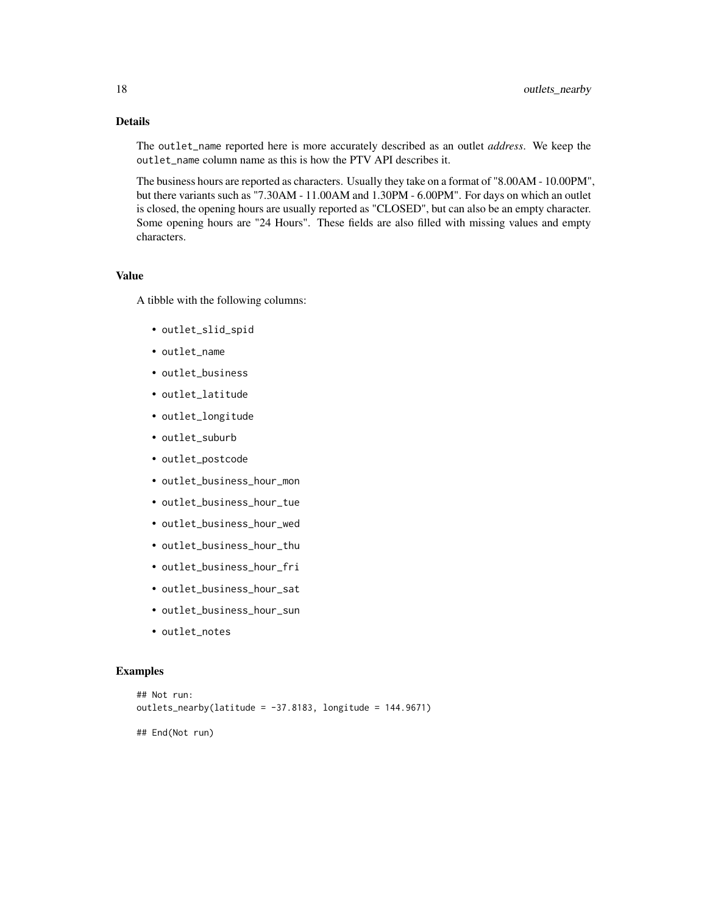## Details

The `outlet_name` reported here is more accurately described as an outlet *address*. We keep the `outlet_name` column name as this is how the PTV API describes it.

The business hours are reported as characters. Usually they take on a format of "8.00AM - 10.00PM", but there variants such as "7.30AM - 11.00AM and 1.30PM - 6.00PM". For days on which an outlet is closed, the opening hours are usually reported as "CLOSED", but can also be an empty character. Some opening hours are "24 Hours". These fields are also filled with missing values and empty characters.

## Value

A tibble with the following columns:

- `outlet_slid_spid`
- `outlet_name`
- `outlet_business`
- `outlet_latitude`
- `outlet_longitude`
- `outlet_suburb`
- `outlet_postcode`
- `outlet_business_hour_mon`
- `outlet_business_hour_tue`
- `outlet_business_hour_wed`
- `outlet_business_hour_thu`
- `outlet_business_hour_fri`
- `outlet_business_hour_sat`
- `outlet_business_hour_sun`
- `outlet_notes`

## Examples

```
## Not run:
outlets_nearby(latitude = -37.8183, longitude = 144.9671)

## End(Not run)
```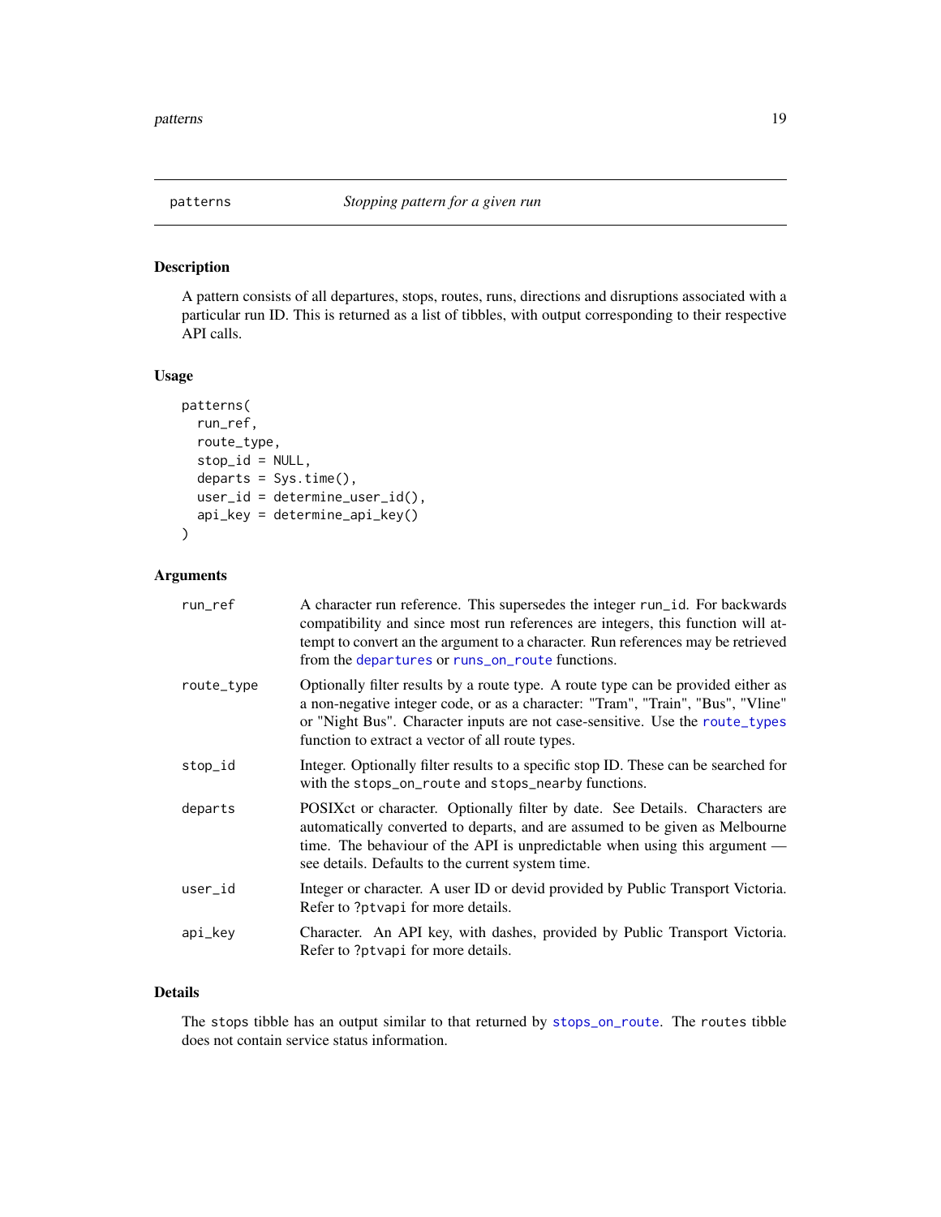## patterns — *Stopping pattern for a given run*

### Description

A pattern consists of all departures, stops, routes, runs, directions and disruptions associated with a particular run ID. This is returned as a list of tibbles, with output corresponding to their respective API calls.

### Usage

```
patterns(
  run_ref,
  route_type,
  stop_id = NULL,
  departs = Sys.time(),
  user_id = determine_user_id(),
  api_key = determine_api_key()
)
```

### Arguments

| | |
|---|---|
| `run_ref` | A character run reference. This supersedes the integer `run_id`. For backwards compatibility and since most run references are integers, this function will attempt to convert an the argument to a character. Run references may be retrieved from the `departures` or `runs_on_route` functions. |
| `route_type` | Optionally filter results by a route type. A route type can be provided either as a non-negative integer code, or as a character: "Tram", "Train", "Bus", "Vline" or "Night Bus". Character inputs are not case-sensitive. Use the `route_types` function to extract a vector of all route types. |
| `stop_id` | Integer. Optionally filter results to a specific stop ID. These can be searched for with the `stops_on_route` and `stops_nearby` functions. |
| `departs` | POSIXct or character. Optionally filter by date. See Details. Characters are automatically converted to departs, and are assumed to be given as Melbourne time. The behaviour of the API is unpredictable when using this argument — see details. Defaults to the current system time. |
| `user_id` | Integer or character. A user ID or devid provided by Public Transport Victoria. Refer to `?ptvapi` for more details. |
| `api_key` | Character. An API key, with dashes, provided by Public Transport Victoria. Refer to `?ptvapi` for more details. |

### Details

The `stops` tibble has an output similar to that returned by `stops_on_route`. The `routes` tibble does not contain service status information.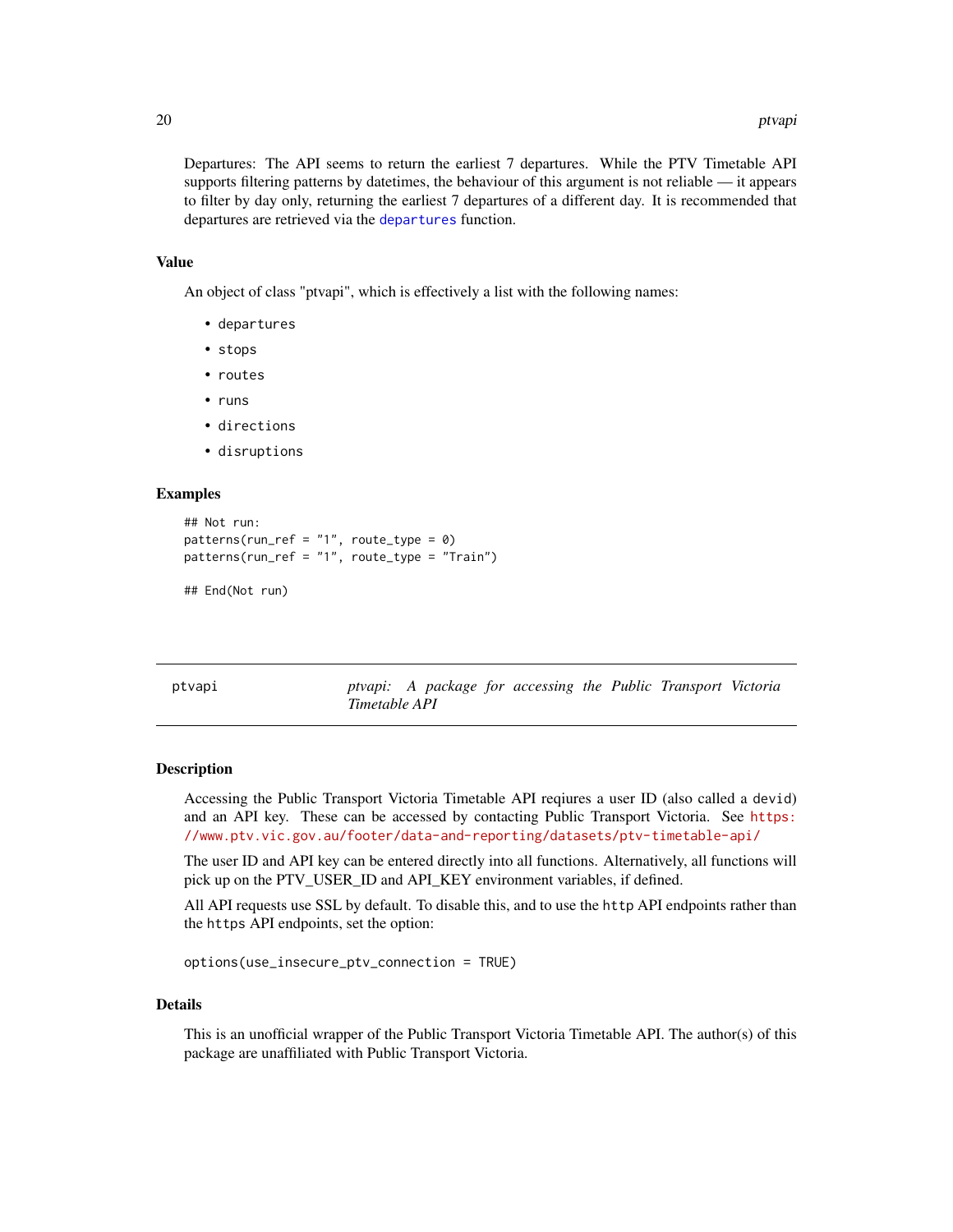Departures: The API seems to return the earliest 7 departures. While the PTV Timetable API supports filtering patterns by datetimes, the behaviour of this argument is not reliable — it appears to filter by day only, returning the earliest 7 departures of a different day. It is recommended that departures are retrieved via the `departures` function.

### Value

An object of class "ptvapi", which is effectively a list with the following names:

- `departures`
- `stops`
- `routes`
- `runs`
- `directions`
- `disruptions`

### Examples

```
## Not run:
patterns(run_ref = "1", route_type = 0)
patterns(run_ref = "1", route_type = "Train")

## End(Not run)
```

---

## ptvapi — *ptvapi: A package for accessing the Public Transport Victoria Timetable API*

### Description

Accessing the Public Transport Victoria Timetable API reqiures a user ID (also called a `devid`) and an API key. These can be accessed by contacting Public Transport Victoria. See https://www.ptv.vic.gov.au/footer/data-and-reporting/datasets/ptv-timetable-api/

The user ID and API key can be entered directly into all functions. Alternatively, all functions will pick up on the PTV_USER_ID and API_KEY environment variables, if defined.

All API requests use SSL by default. To disable this, and to use the `http` API endpoints rather than the `https` API endpoints, set the option:

```
options(use_insecure_ptv_connection = TRUE)
```

### Details

This is an unofficial wrapper of the Public Transport Victoria Timetable API. The author(s) of this package are unaffiliated with Public Transport Victoria.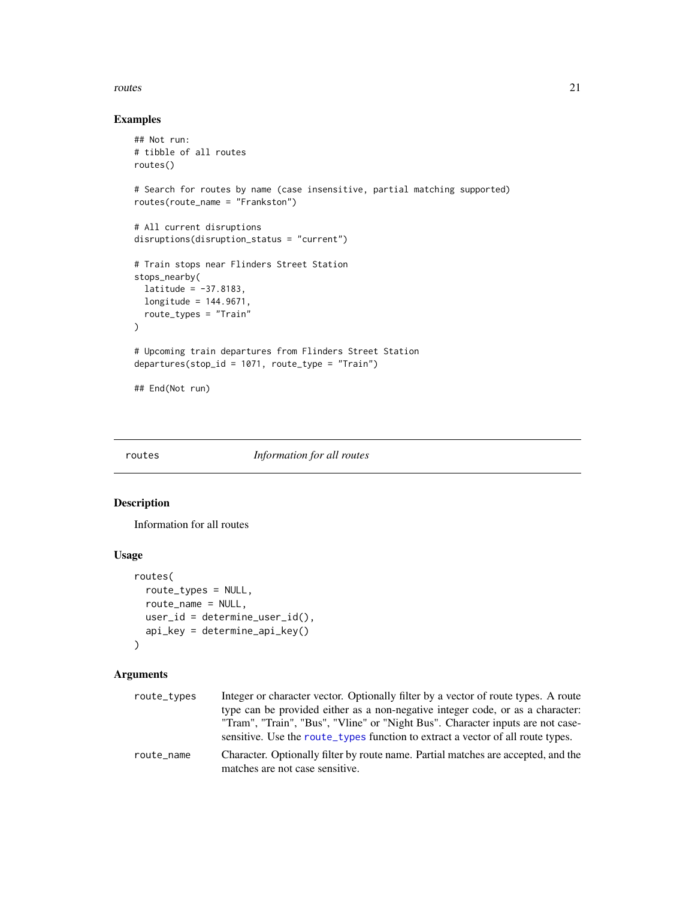### Examples

```
## Not run:
# tibble of all routes
routes()

# Search for routes by name (case insensitive, partial matching supported)
routes(route_name = "Frankston")

# All current disruptions
disruptions(disruption_status = "current")

# Train stops near Flinders Street Station
stops_nearby(
  latitude = -37.8183,
  longitude = 144.9671,
  route_types = "Train"
)

# Upcoming train departures from Flinders Street Station
departures(stop_id = 1071, route_type = "Train")

## End(Not run)
```

---

## routes — *Information for all routes*

### Description

Information for all routes

### Usage

```
routes(
  route_types = NULL,
  route_name = NULL,
  user_id = determine_user_id(),
  api_key = determine_api_key()
)
```

### Arguments

| | |
|---|---|
| `route_types` | Integer or character vector. Optionally filter by a vector of route types. A route type can be provided either as a non-negative integer code, or as a character: "Tram", "Train", "Bus", "Vline" or "Night Bus". Character inputs are not case-sensitive. Use the `route_types` function to extract a vector of all route types. |
| `route_name` | Character. Optionally filter by route name. Partial matches are accepted, and the matches are not case sensitive. |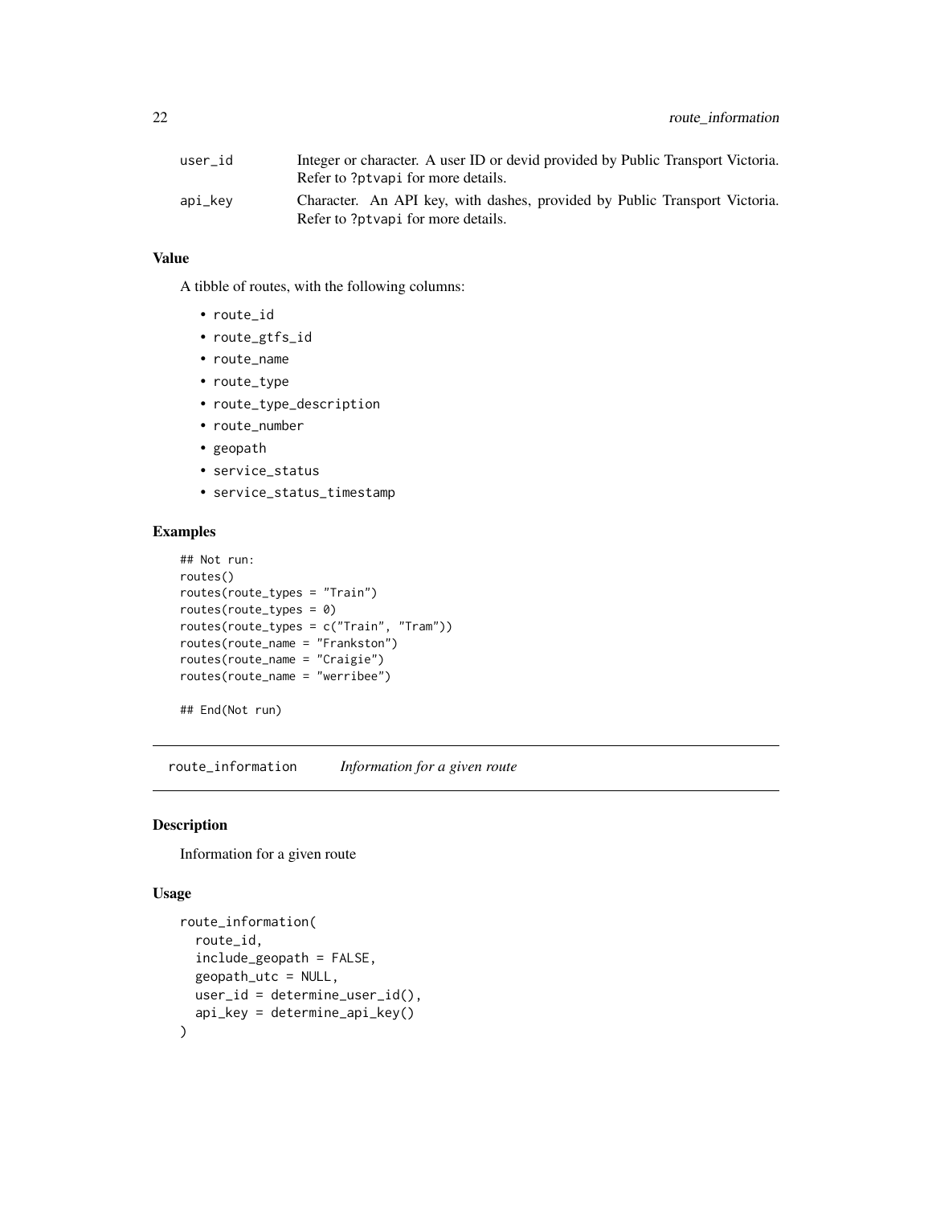| | |
|---|---|
| user_id | Integer or character. A user ID or devid provided by Public Transport Victoria. Refer to ?ptvapi for more details. |
| api_key | Character. An API key, with dashes, provided by Public Transport Victoria. Refer to ?ptvapi for more details. |

### Value

A tibble of routes, with the following columns:

- `route_id`
- `route_gtfs_id`
- `route_name`
- `route_type`
- `route_type_description`
- `route_number`
- `geopath`
- `service_status`
- `service_status_timestamp`

### Examples

```
## Not run:
routes()
routes(route_types = "Train")
routes(route_types = 0)
routes(route_types = c("Train", "Tram"))
routes(route_name = "Frankston")
routes(route_name = "Craigie")
routes(route_name = "werribee")

## End(Not run)
```

---

## route_information *Information for a given route*

### Description

Information for a given route

### Usage

```
route_information(
  route_id,
  include_geopath = FALSE,
  geopath_utc = NULL,
  user_id = determine_user_id(),
  api_key = determine_api_key()
)
```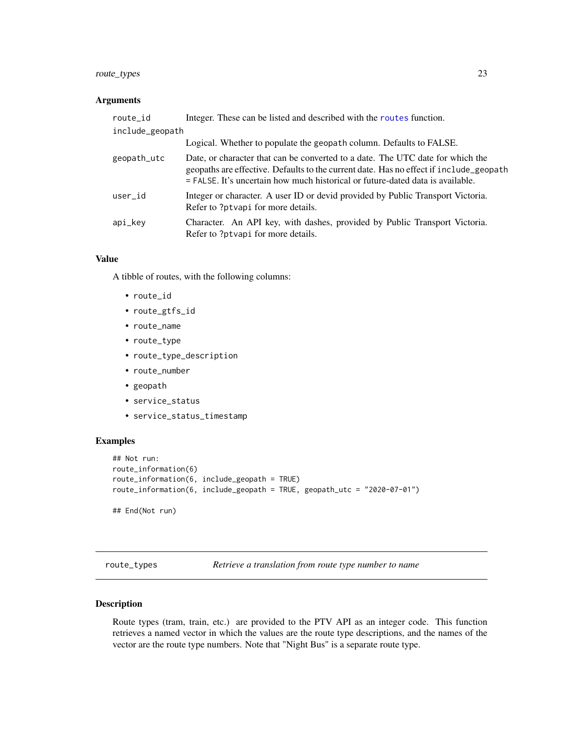### Arguments

| | |
|---|---|
| `route_id` | Integer. These can be listed and described with the `routes` function. |
| `include_geopath` | Logical. Whether to populate the `geopath` column. Defaults to FALSE. |
| `geopath_utc` | Date, or character that can be converted to a date. The UTC date for which the geopaths are effective. Defaults to the current date. Has no effect if `include_geopath = FALSE`. It's uncertain how much historical or future-dated data is available. |
| `user_id` | Integer or character. A user ID or devid provided by Public Transport Victoria. Refer to `?ptvapi` for more details. |
| `api_key` | Character. An API key, with dashes, provided by Public Transport Victoria. Refer to `?ptvapi` for more details. |

### Value

A tibble of routes, with the following columns:

- `route_id`
- `route_gtfs_id`
- `route_name`
- `route_type`
- `route_type_description`
- `route_number`
- `geopath`
- `service_status`
- `service_status_timestamp`

### Examples

```
## Not run:
route_information(6)
route_information(6, include_geopath = TRUE)
route_information(6, include_geopath = TRUE, geopath_utc = "2020-07-01")

## End(Not run)
```

---

## route_types *Retrieve a translation from route type number to name*

---

### Description

Route types (tram, train, etc.) are provided to the PTV API as an integer code. This function retrieves a named vector in which the values are the route type descriptions, and the names of the vector are the route type numbers. Note that "Night Bus" is a separate route type.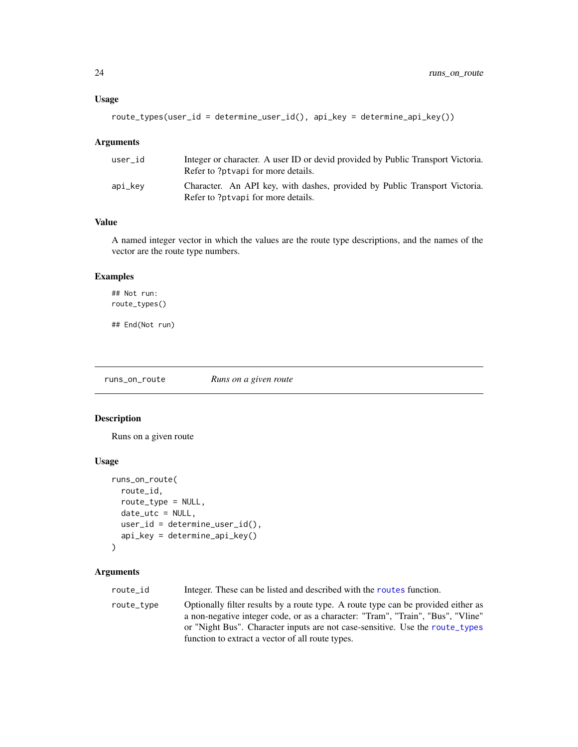### Usage

```
route_types(user_id = determine_user_id(), api_key = determine_api_key())
```

### Arguments

| | |
|---|---|
| user_id | Integer or character. A user ID or devid provided by Public Transport Victoria. Refer to ?ptvapi for more details. |
| api_key | Character. An API key, with dashes, provided by Public Transport Victoria. Refer to ?ptvapi for more details. |

### Value

A named integer vector in which the values are the route type descriptions, and the names of the vector are the route type numbers.

### Examples

```
## Not run:
route_types()

## End(Not run)
```

---

## runs_on_route    *Runs on a given route*

---

### Description

Runs on a given route

### Usage

```
runs_on_route(
  route_id,
  route_type = NULL,
  date_utc = NULL,
  user_id = determine_user_id(),
  api_key = determine_api_key()
)
```

### Arguments

| | |
|---|---|
| route_id | Integer. These can be listed and described with the routes function. |
| route_type | Optionally filter results by a route type. A route type can be provided either as a non-negative integer code, or as a character: "Tram", "Train", "Bus", "Vline" or "Night Bus". Character inputs are not case-sensitive. Use the route_types function to extract a vector of all route types. |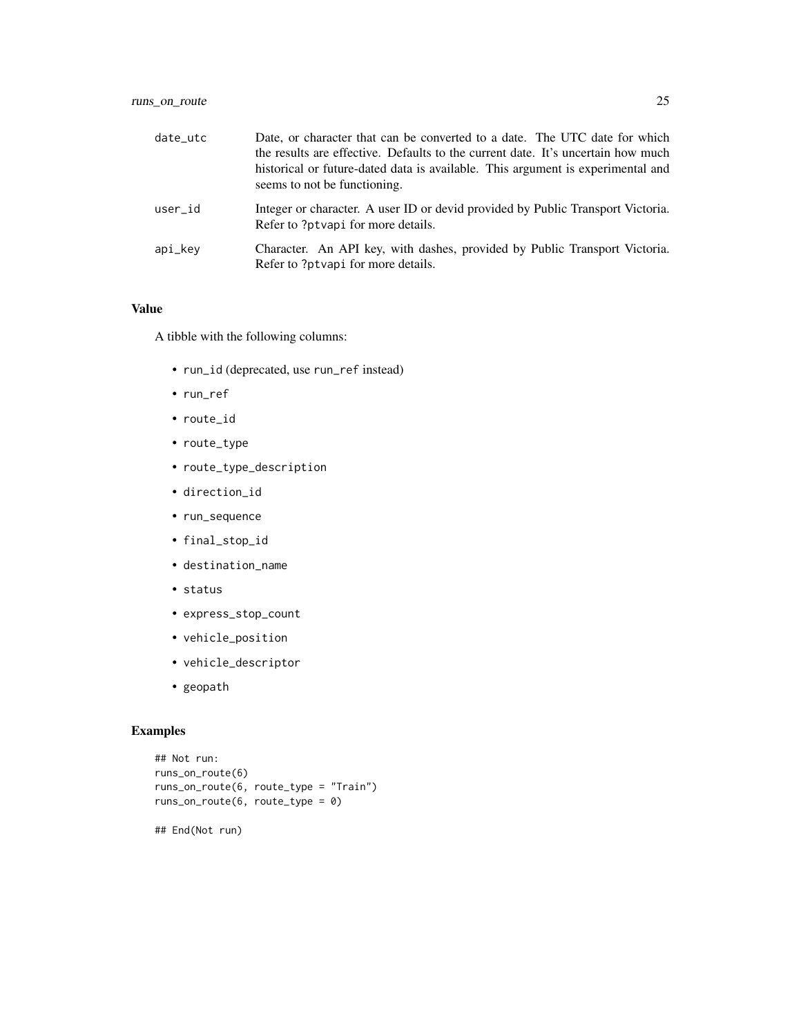| | |
|---|---|
| date_utc | Date, or character that can be converted to a date. The UTC date for which the results are effective. Defaults to the current date. It's uncertain how much historical or future-dated data is available. This argument is experimental and seems to not be functioning. |
| user_id | Integer or character. A user ID or devid provided by Public Transport Victoria. Refer to ?ptvapi for more details. |
| api_key | Character. An API key, with dashes, provided by Public Transport Victoria. Refer to ?ptvapi for more details. |

## Value

A tibble with the following columns:

- `run_id` (deprecated, use `run_ref` instead)
- `run_ref`
- `route_id`
- `route_type`
- `route_type_description`
- `direction_id`
- `run_sequence`
- `final_stop_id`
- `destination_name`
- `status`
- `express_stop_count`
- `vehicle_position`
- `vehicle_descriptor`
- `geopath`

## Examples

```
## Not run:
runs_on_route(6)
runs_on_route(6, route_type = "Train")
runs_on_route(6, route_type = 0)

## End(Not run)
```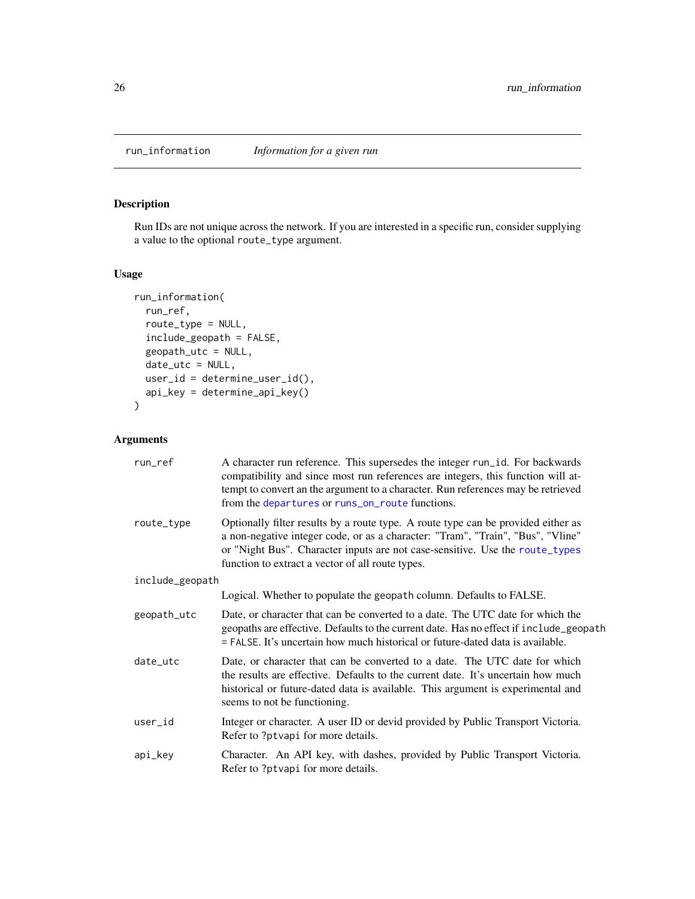## run_information — *Information for a given run*

### Description

Run IDs are not unique across the network. If you are interested in a specific run, consider supplying a value to the optional `route_type` argument.

### Usage

```
run_information(
  run_ref,
  route_type = NULL,
  include_geopath = FALSE,
  geopath_utc = NULL,
  date_utc = NULL,
  user_id = determine_user_id(),
  api_key = determine_api_key()
)
```

### Arguments

| Argument | Description |
|---|---|
| `run_ref` | A character run reference. This supersedes the integer `run_id`. For backwards compatibility and since most run references are integers, this function will attempt to convert an the argument to a character. Run references may be retrieved from the `departures` or `runs_on_route` functions. |
| `route_type` | Optionally filter results by a route type. A route type can be provided either as a non-negative integer code, or as a character: "Tram", "Train", "Bus", "Vline" or "Night Bus". Character inputs are not case-sensitive. Use the `route_types` function to extract a vector of all route types. |
| `include_geopath` | Logical. Whether to populate the `geopath` column. Defaults to FALSE. |
| `geopath_utc` | Date, or character that can be converted to a date. The UTC date for which the geopaths are effective. Defaults to the current date. Has no effect if `include_geopath = FALSE`. It's uncertain how much historical or future-dated data is available. |
| `date_utc` | Date, or character that can be converted to a date. The UTC date for which the results are effective. Defaults to the current date. It's uncertain how much historical or future-dated data is available. This argument is experimental and seems to not be functioning. |
| `user_id` | Integer or character. A user ID or devid provided by Public Transport Victoria. Refer to `?ptvapi` for more details. |
| `api_key` | Character. An API key, with dashes, provided by Public Transport Victoria. Refer to `?ptvapi` for more details. |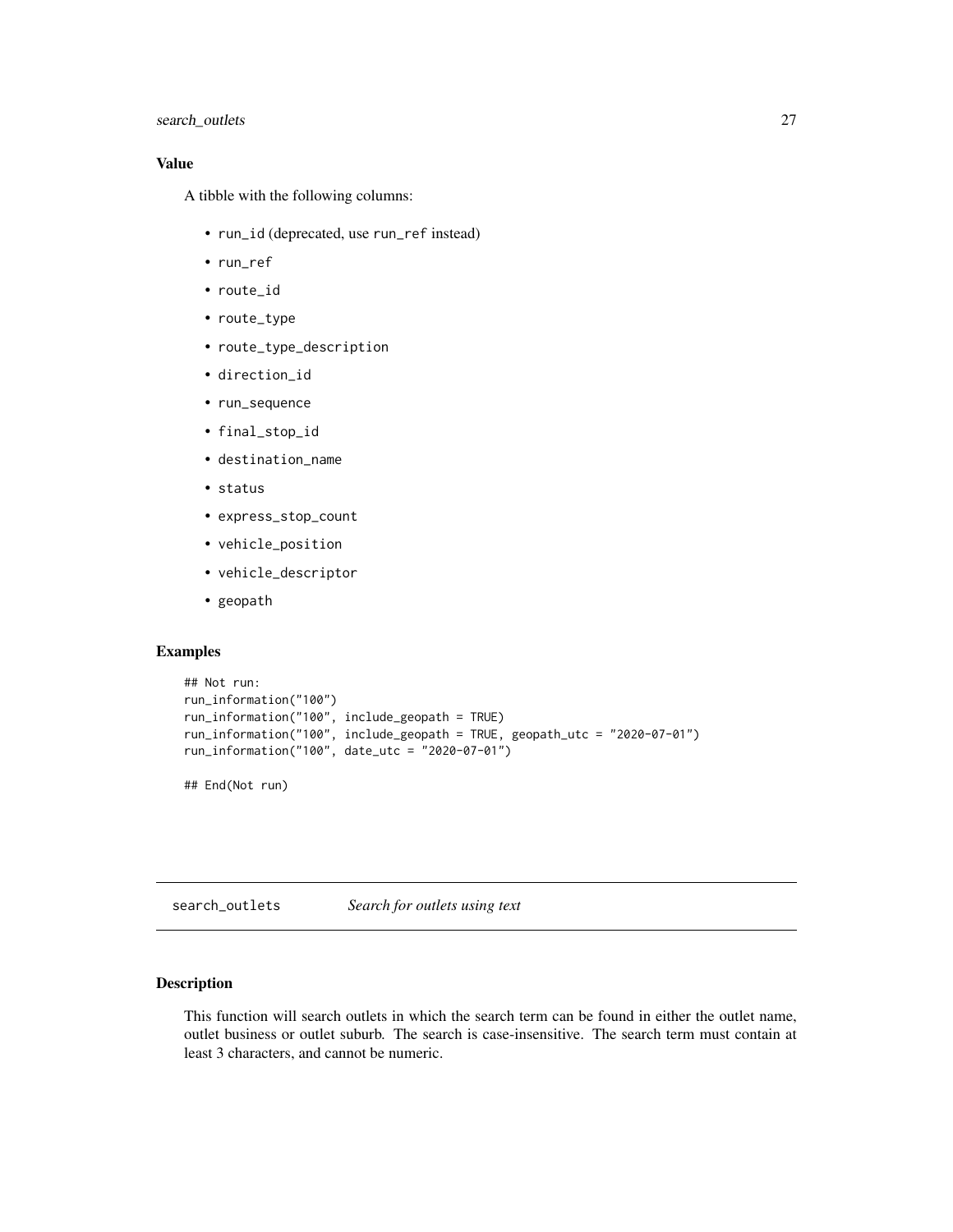## Value

A tibble with the following columns:

- `run_id` (deprecated, use `run_ref` instead)
- `run_ref`
- `route_id`
- `route_type`
- `route_type_description`
- `direction_id`
- `run_sequence`
- `final_stop_id`
- `destination_name`
- `status`
- `express_stop_count`
- `vehicle_position`
- `vehicle_descriptor`
- `geopath`

## Examples

```
## Not run:
run_information("100")
run_information("100", include_geopath = TRUE)
run_information("100", include_geopath = TRUE, geopath_utc = "2020-07-01")
run_information("100", date_utc = "2020-07-01")

## End(Not run)
```

---

# search_outlets    *Search for outlets using text*

---

## Description

This function will search outlets in which the search term can be found in either the outlet name, outlet business or outlet suburb. The search is case-insensitive. The search term must contain at least 3 characters, and cannot be numeric.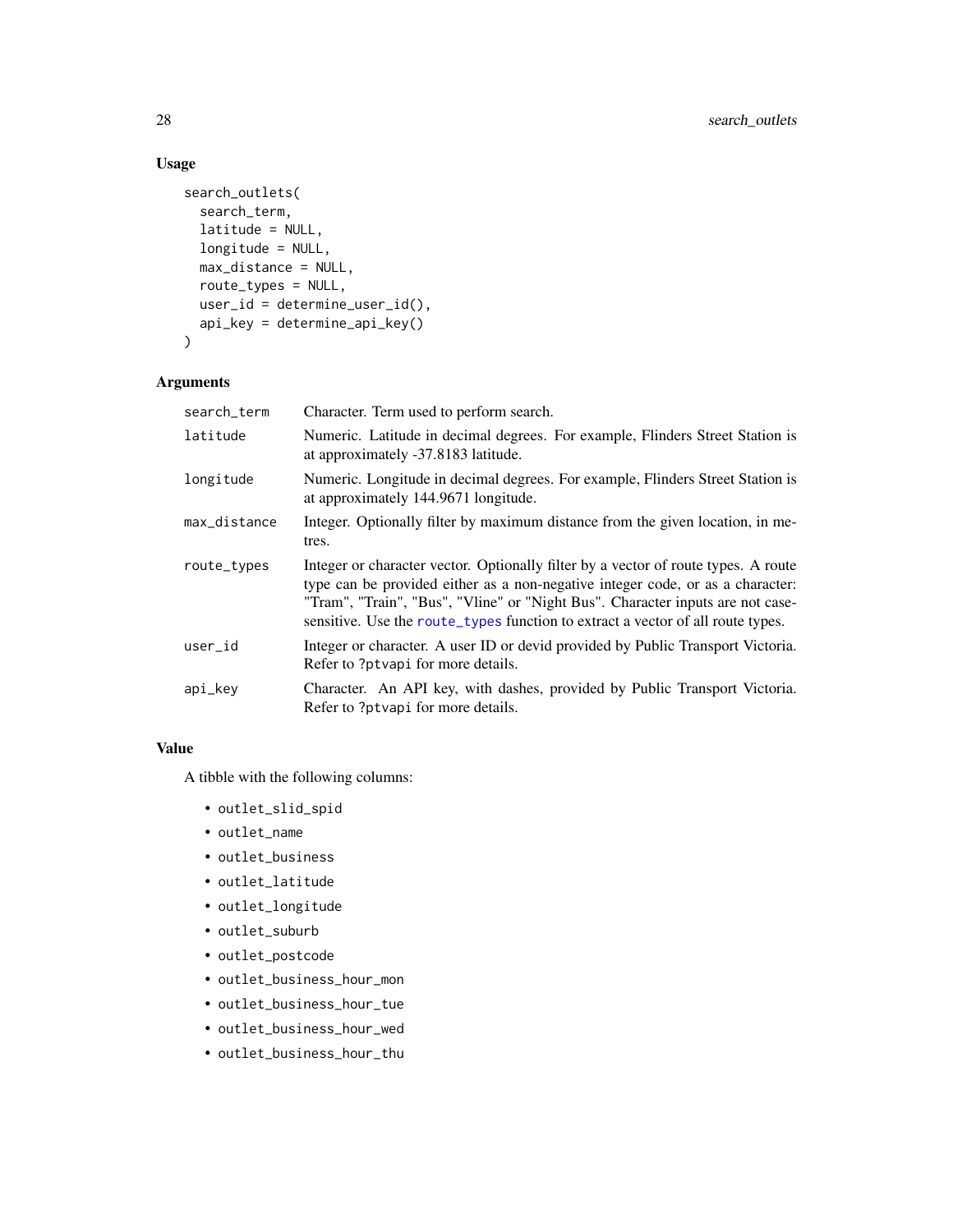## Usage

```
search_outlets(
  search_term,
  latitude = NULL,
  longitude = NULL,
  max_distance = NULL,
  route_types = NULL,
  user_id = determine_user_id(),
  api_key = determine_api_key()
)
```

## Arguments

| | |
|---|---|
| search_term | Character. Term used to perform search. |
| latitude | Numeric. Latitude in decimal degrees. For example, Flinders Street Station is at approximately -37.8183 latitude. |
| longitude | Numeric. Longitude in decimal degrees. For example, Flinders Street Station is at approximately 144.9671 longitude. |
| max_distance | Integer. Optionally filter by maximum distance from the given location, in metres. |
| route_types | Integer or character vector. Optionally filter by a vector of route types. A route type can be provided either as a non-negative integer code, or as a character: "Tram", "Train", "Bus", "Vline" or "Night Bus". Character inputs are not case-sensitive. Use the `route_types` function to extract a vector of all route types. |
| user_id | Integer or character. A user ID or devid provided by Public Transport Victoria. Refer to `?ptvapi` for more details. |
| api_key | Character. An API key, with dashes, provided by Public Transport Victoria. Refer to `?ptvapi` for more details. |

## Value

A tibble with the following columns:

- `outlet_slid_spid`
- `outlet_name`
- `outlet_business`
- `outlet_latitude`
- `outlet_longitude`
- `outlet_suburb`
- `outlet_postcode`
- `outlet_business_hour_mon`
- `outlet_business_hour_tue`
- `outlet_business_hour_wed`
- `outlet_business_hour_thu`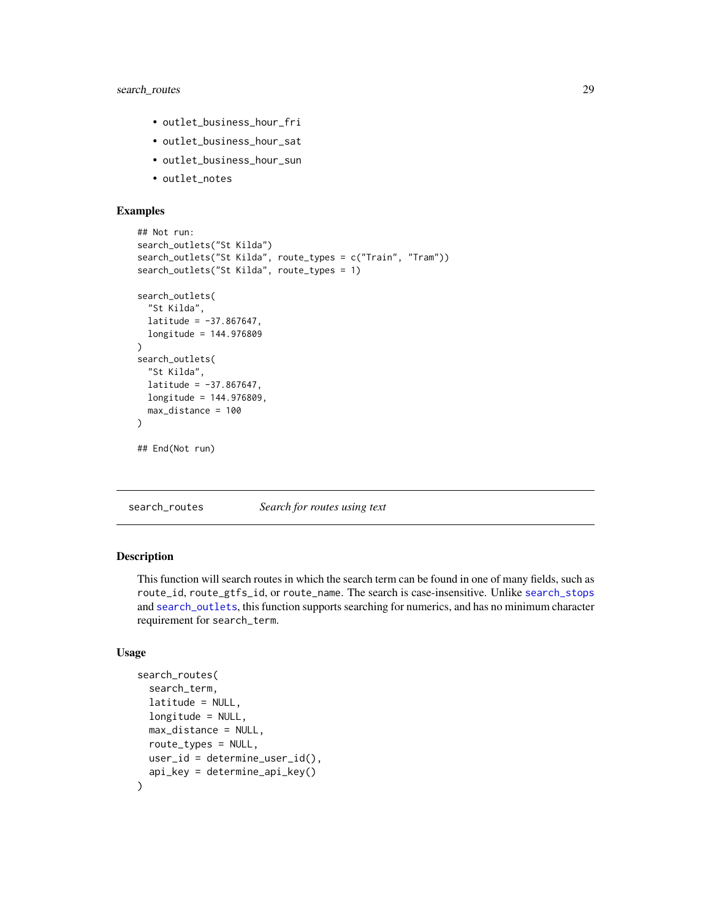- outlet_business_hour_fri
- outlet_business_hour_sat
- outlet_business_hour_sun
- outlet_notes

### Examples

```
## Not run:
search_outlets("St Kilda")
search_outlets("St Kilda", route_types = c("Train", "Tram"))
search_outlets("St Kilda", route_types = 1)

search_outlets(
  "St Kilda",
  latitude = -37.867647,
  longitude = 144.976809
)
search_outlets(
  "St Kilda",
  latitude = -37.867647,
  longitude = 144.976809,
  max_distance = 100
)

## End(Not run)
```

---

## search_routes — *Search for routes using text*

### Description

This function will search routes in which the search term can be found in one of many fields, such as route_id, route_gtfs_id, or route_name. The search is case-insensitive. Unlike search_stops and search_outlets, this function supports searching for numerics, and has no minimum character requirement for search_term.

### Usage

```
search_routes(
  search_term,
  latitude = NULL,
  longitude = NULL,
  max_distance = NULL,
  route_types = NULL,
  user_id = determine_user_id(),
  api_key = determine_api_key()
)
```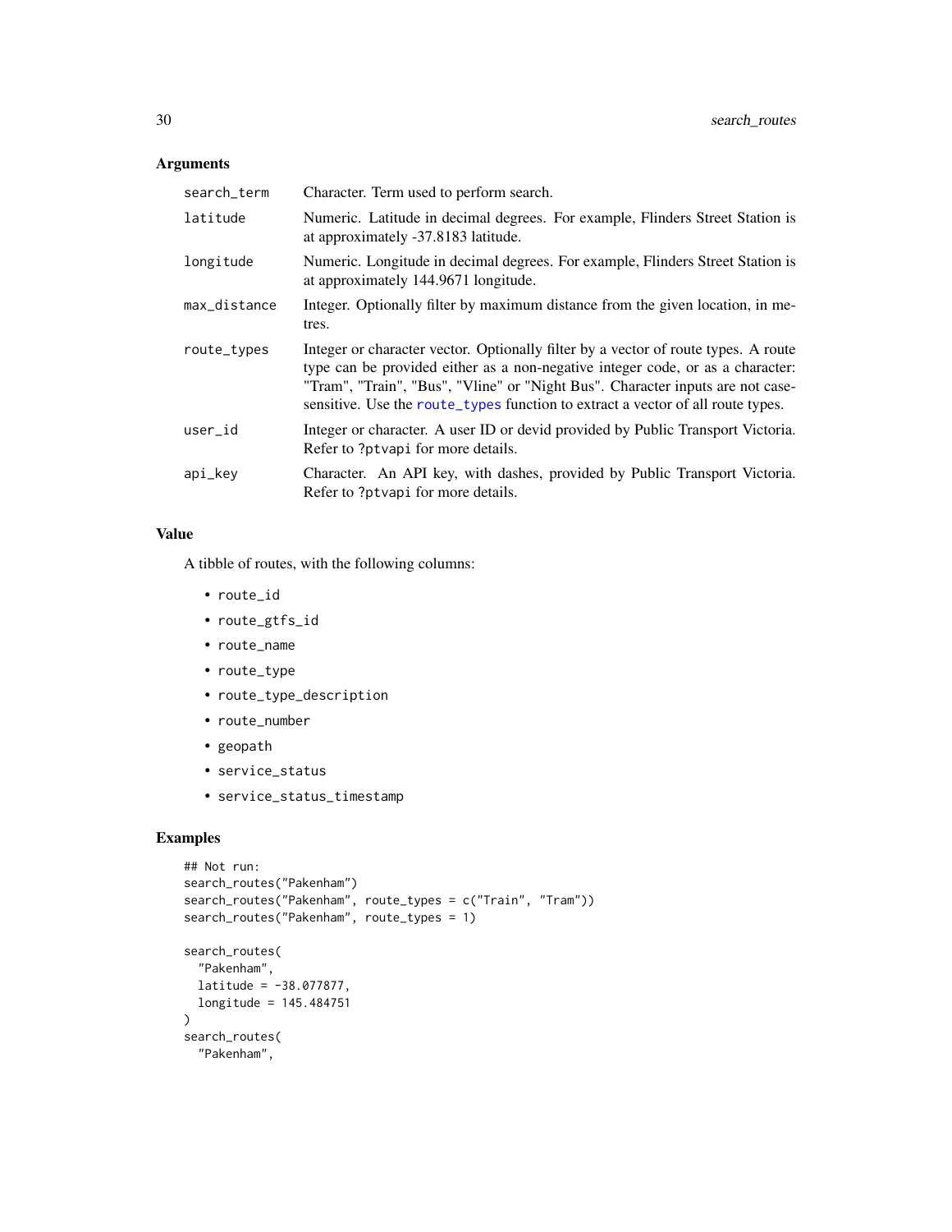## Arguments

| | |
|---|---|
| `search_term` | Character. Term used to perform search. |
| `latitude` | Numeric. Latitude in decimal degrees. For example, Flinders Street Station is at approximately -37.8183 latitude. |
| `longitude` | Numeric. Longitude in decimal degrees. For example, Flinders Street Station is at approximately 144.9671 longitude. |
| `max_distance` | Integer. Optionally filter by maximum distance from the given location, in metres. |
| `route_types` | Integer or character vector. Optionally filter by a vector of route types. A route type can be provided either as a non-negative integer code, or as a character: "Tram", "Train", "Bus", "Vline" or "Night Bus". Character inputs are not case-sensitive. Use the `route_types` function to extract a vector of all route types. |
| `user_id` | Integer or character. A user ID or devid provided by Public Transport Victoria. Refer to `?ptvapi` for more details. |
| `api_key` | Character. An API key, with dashes, provided by Public Transport Victoria. Refer to `?ptvapi` for more details. |

## Value

A tibble of routes, with the following columns:

- `route_id`
- `route_gtfs_id`
- `route_name`
- `route_type`
- `route_type_description`
- `route_number`
- `geopath`
- `service_status`
- `service_status_timestamp`

## Examples

```
## Not run:
search_routes("Pakenham")
search_routes("Pakenham", route_types = c("Train", "Tram"))
search_routes("Pakenham", route_types = 1)

search_routes(
  "Pakenham",
  latitude = -38.077877,
  longitude = 145.484751
)
search_routes(
  "Pakenham",
```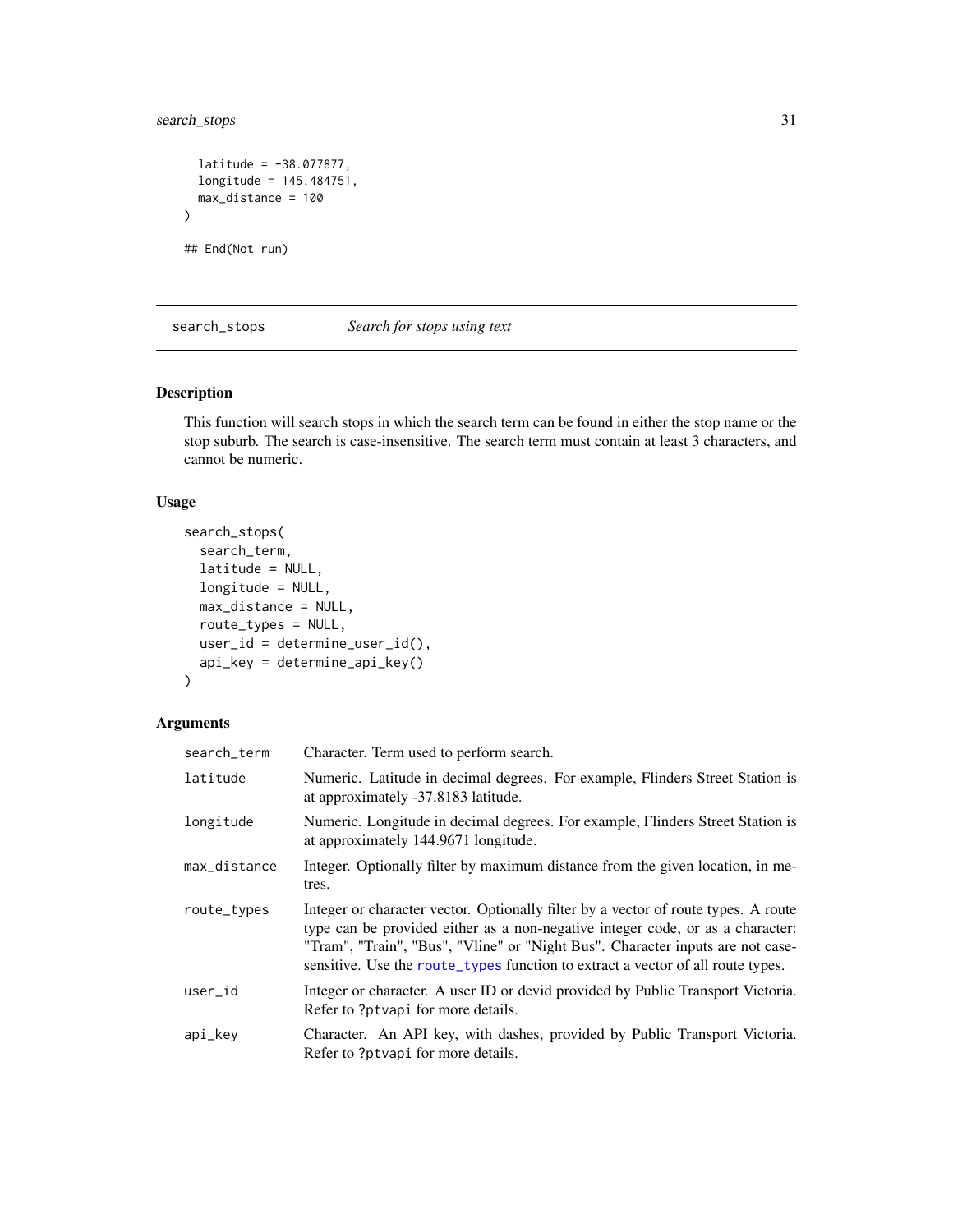```
  latitude = -38.077877,
  longitude = 145.484751,
  max_distance = 100
)

## End(Not run)
```

---

## search_stops — *Search for stops using text*

### Description

This function will search stops in which the search term can be found in either the stop name or the stop suburb. The search is case-insensitive. The search term must contain at least 3 characters, and cannot be numeric.

### Usage

```
search_stops(
  search_term,
  latitude = NULL,
  longitude = NULL,
  max_distance = NULL,
  route_types = NULL,
  user_id = determine_user_id(),
  api_key = determine_api_key()
)
```

### Arguments

| | |
|---|---|
| search_term | Character. Term used to perform search. |
| latitude | Numeric. Latitude in decimal degrees. For example, Flinders Street Station is at approximately -37.8183 latitude. |
| longitude | Numeric. Longitude in decimal degrees. For example, Flinders Street Station is at approximately 144.9671 longitude. |
| max_distance | Integer. Optionally filter by maximum distance from the given location, in metres. |
| route_types | Integer or character vector. Optionally filter by a vector of route types. A route type can be provided either as a non-negative integer code, or as a character: "Tram", "Train", "Bus", "Vline" or "Night Bus". Character inputs are not case-sensitive. Use the route_types function to extract a vector of all route types. |
| user_id | Integer or character. A user ID or devid provided by Public Transport Victoria. Refer to ?ptvapi for more details. |
| api_key | Character. An API key, with dashes, provided by Public Transport Victoria. Refer to ?ptvapi for more details. |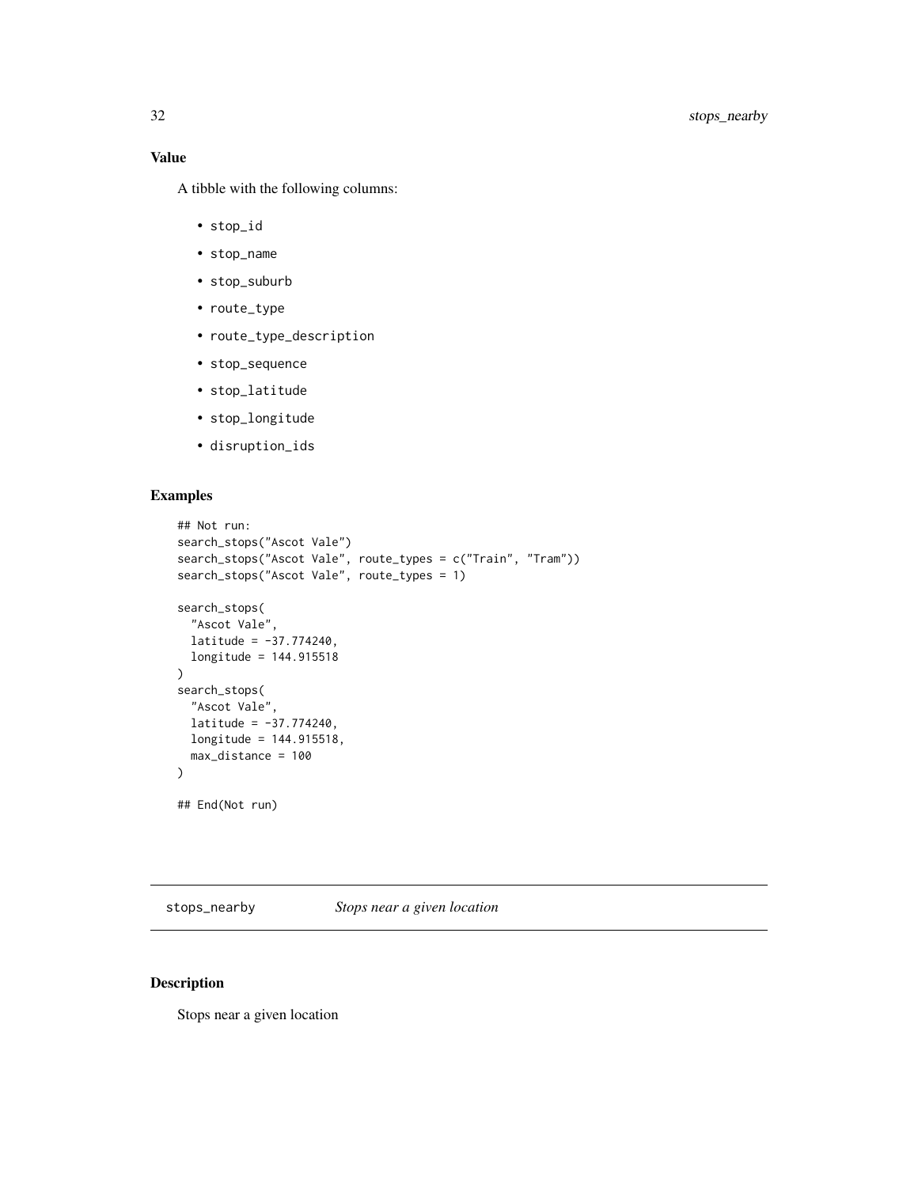## Value

A tibble with the following columns:

- `stop_id`
- `stop_name`
- `stop_suburb`
- `route_type`
- `route_type_description`
- `stop_sequence`
- `stop_latitude`
- `stop_longitude`
- `disruption_ids`

## Examples

```
## Not run:
search_stops("Ascot Vale")
search_stops("Ascot Vale", route_types = c("Train", "Tram"))
search_stops("Ascot Vale", route_types = 1)

search_stops(
  "Ascot Vale",
  latitude = -37.774240,
  longitude = 144.915518
)
search_stops(
  "Ascot Vale",
  latitude = -37.774240,
  longitude = 144.915518,
  max_distance = 100
)

## End(Not run)
```

---

`stops_nearby` *Stops near a given location*

---

## Description

Stops near a given location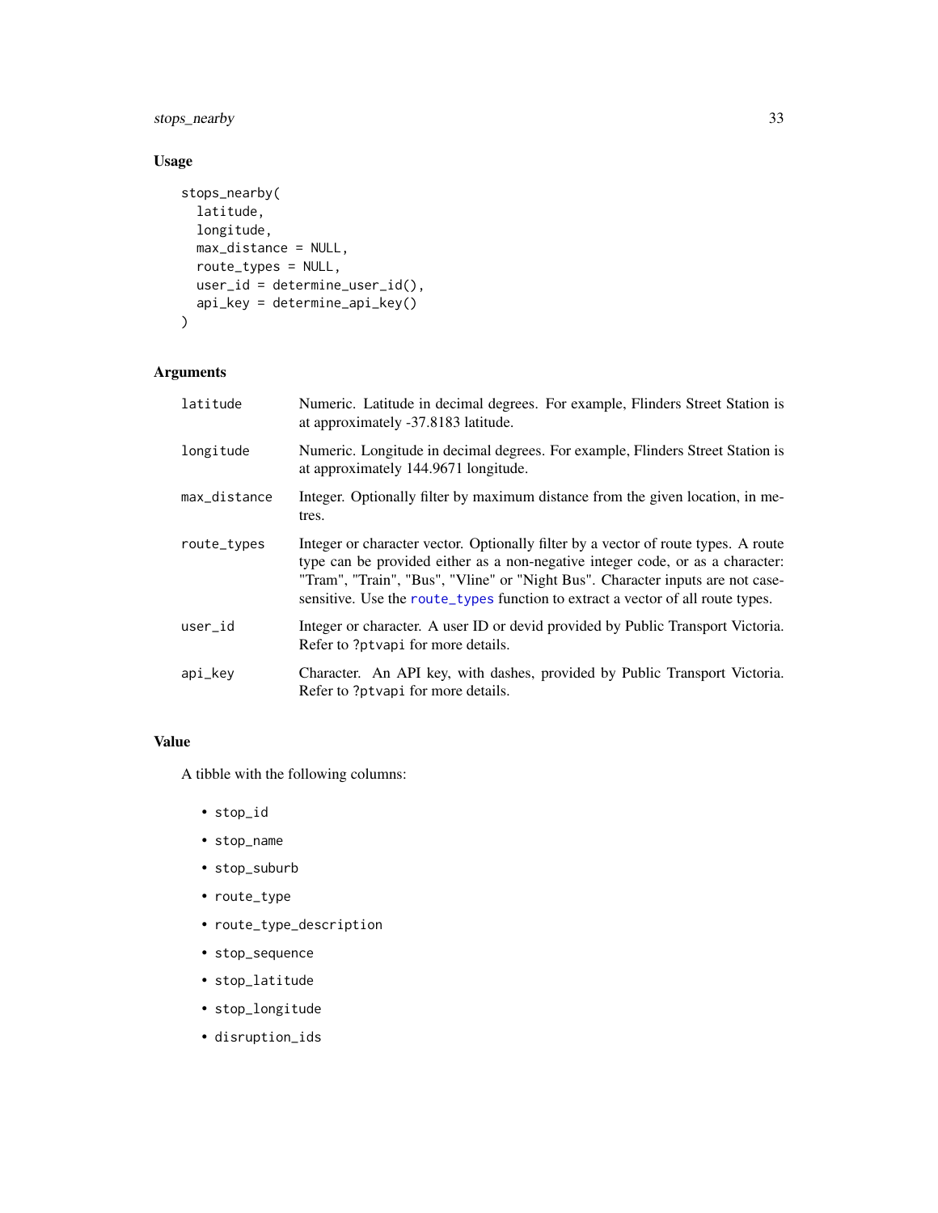### Usage

```
stops_nearby(
  latitude,
  longitude,
  max_distance = NULL,
  route_types = NULL,
  user_id = determine_user_id(),
  api_key = determine_api_key()
)
```

### Arguments

| | |
|---|---|
| latitude | Numeric. Latitude in decimal degrees. For example, Flinders Street Station is at approximately -37.8183 latitude. |
| longitude | Numeric. Longitude in decimal degrees. For example, Flinders Street Station is at approximately 144.9671 longitude. |
| max_distance | Integer. Optionally filter by maximum distance from the given location, in metres. |
| route_types | Integer or character vector. Optionally filter by a vector of route types. A route type can be provided either as a non-negative integer code, or as a character: "Tram", "Train", "Bus", "Vline" or "Night Bus". Character inputs are not case-sensitive. Use the `route_types` function to extract a vector of all route types. |
| user_id | Integer or character. A user ID or devid provided by Public Transport Victoria. Refer to `?ptvapi` for more details. |
| api_key | Character. An API key, with dashes, provided by Public Transport Victoria. Refer to `?ptvapi` for more details. |

### Value

A tibble with the following columns:

- `stop_id`
- `stop_name`
- `stop_suburb`
- `route_type`
- `route_type_description`
- `stop_sequence`
- `stop_latitude`
- `stop_longitude`
- `disruption_ids`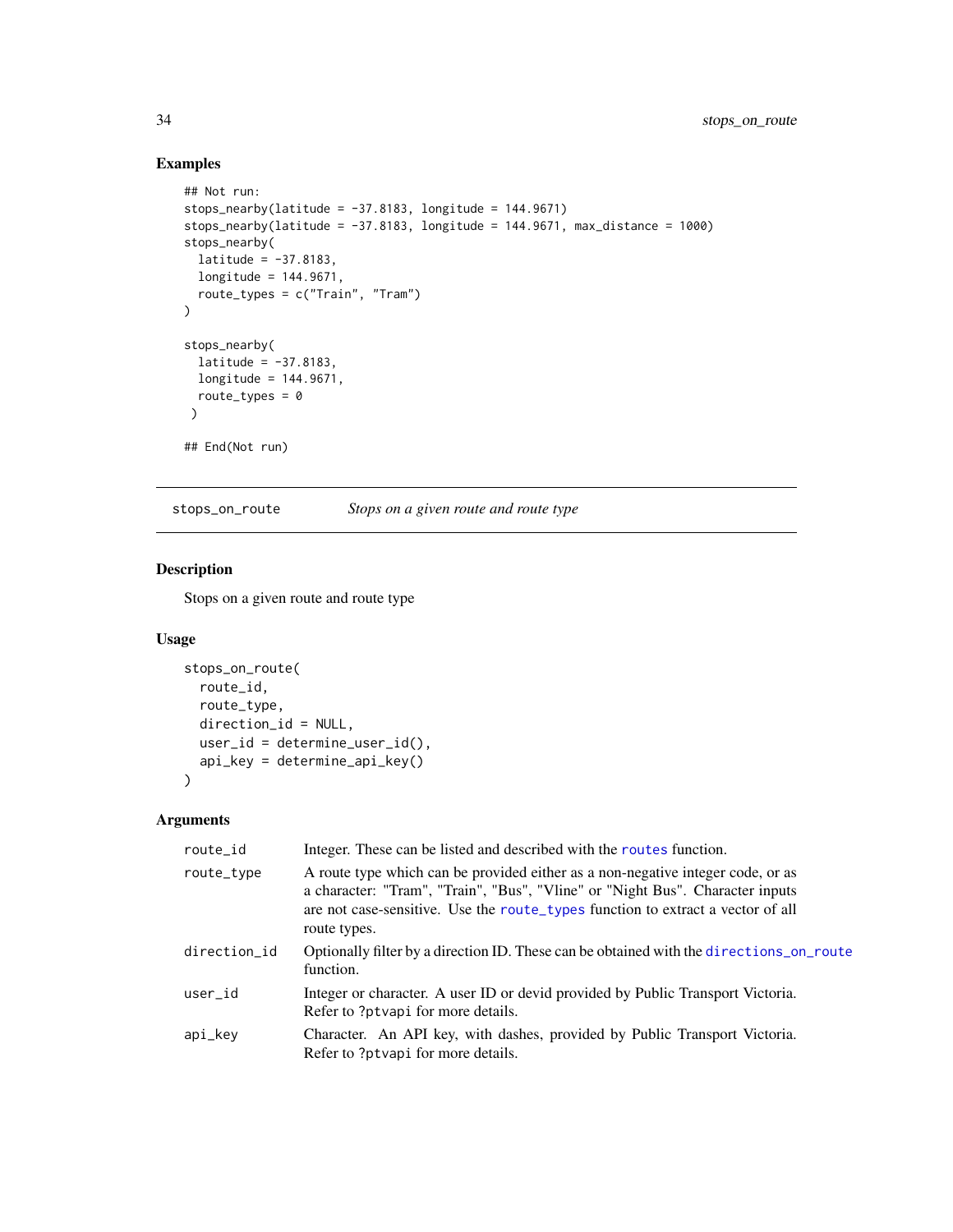## Examples

```
## Not run:
stops_nearby(latitude = -37.8183, longitude = 144.9671)
stops_nearby(latitude = -37.8183, longitude = 144.9671, max_distance = 1000)
stops_nearby(
  latitude = -37.8183,
  longitude = 144.9671,
  route_types = c("Train", "Tram")
)

stops_nearby(
  latitude = -37.8183,
  longitude = 144.9671,
  route_types = 0
 )

## End(Not run)
```

---

`stops_on_route` *Stops on a given route and route type*

---

## Description

Stops on a given route and route type

## Usage

```
stops_on_route(
  route_id,
  route_type,
  direction_id = NULL,
  user_id = determine_user_id(),
  api_key = determine_api_key()
)
```

## Arguments

| | |
|---|---|
| `route_id` | Integer. These can be listed and described with the `routes` function. |
| `route_type` | A route type which can be provided either as a non-negative integer code, or as a character: "Tram", "Train", "Bus", "Vline" or "Night Bus". Character inputs are not case-sensitive. Use the `route_types` function to extract a vector of all route types. |
| `direction_id` | Optionally filter by a direction ID. These can be obtained with the `directions_on_route` function. |
| `user_id` | Integer or character. A user ID or devid provided by Public Transport Victoria. Refer to `?ptvapi` for more details. |
| `api_key` | Character. An API key, with dashes, provided by Public Transport Victoria. Refer to `?ptvapi` for more details. |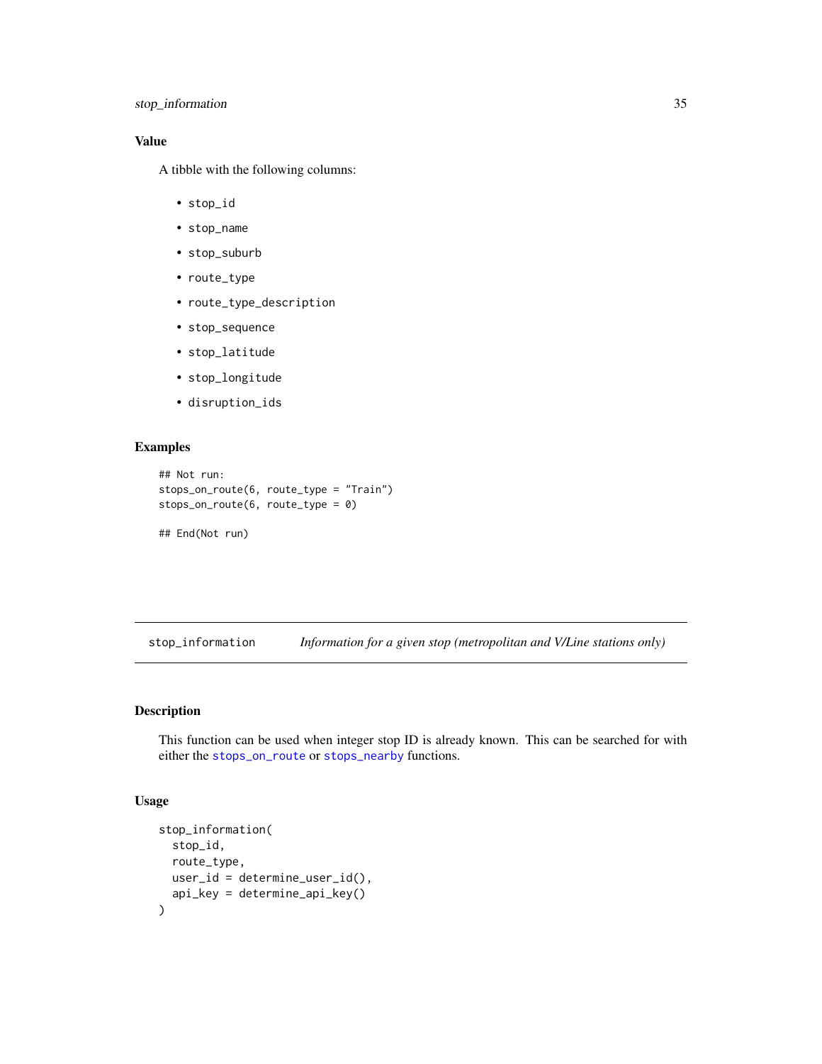## Value

A tibble with the following columns:

- `stop_id`
- `stop_name`
- `stop_suburb`
- `route_type`
- `route_type_description`
- `stop_sequence`
- `stop_latitude`
- `stop_longitude`
- `disruption_ids`

## Examples

```
## Not run:
stops_on_route(6, route_type = "Train")
stops_on_route(6, route_type = 0)

## End(Not run)
```

---

# stop_information — *Information for a given stop (metropolitan and V/Line stations only)*

---

## Description

This function can be used when integer stop ID is already known. This can be searched for with either the `stops_on_route` or `stops_nearby` functions.

## Usage

```
stop_information(
  stop_id,
  route_type,
  user_id = determine_user_id(),
  api_key = determine_api_key()
)
```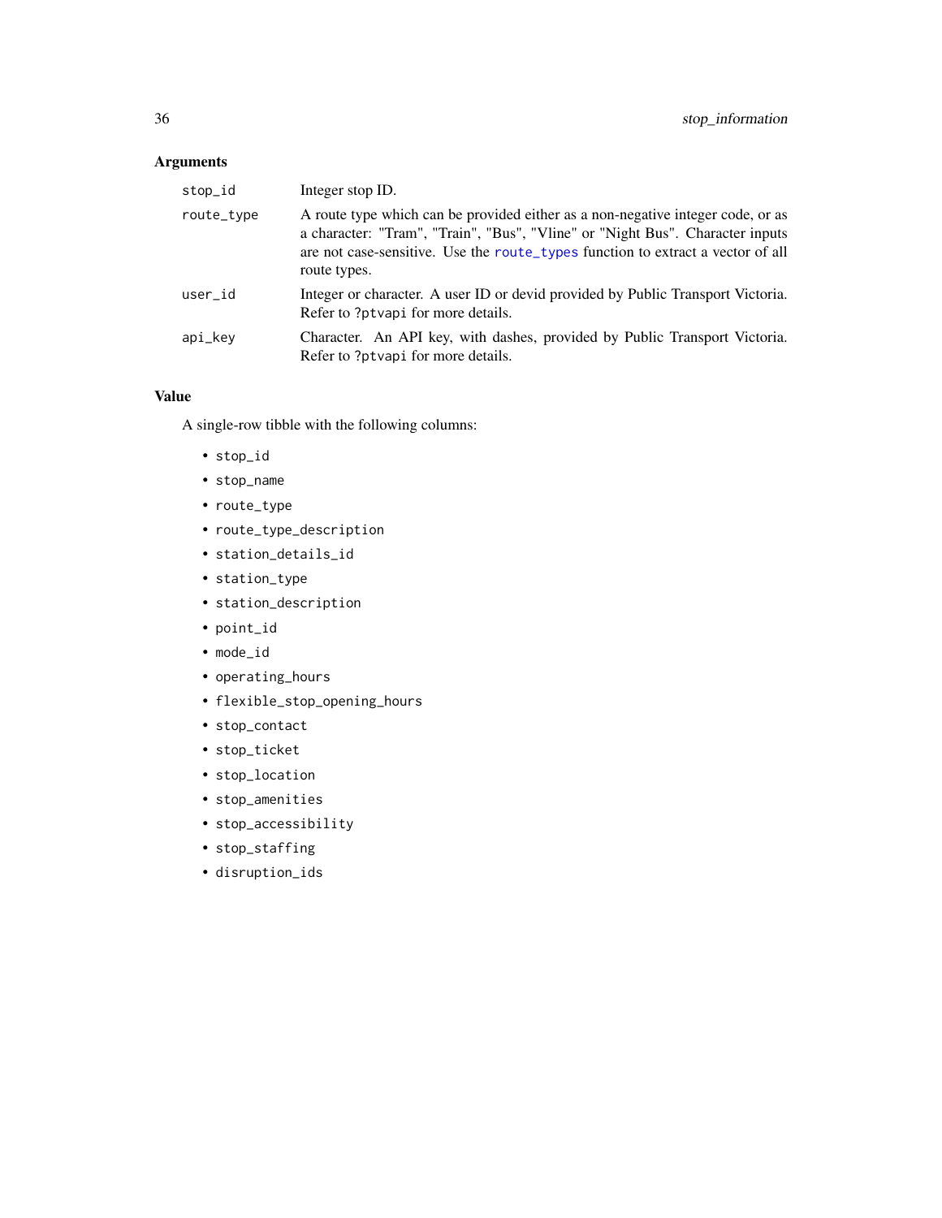## Arguments

| | |
|---|---|
| `stop_id` | Integer stop ID. |
| `route_type` | A route type which can be provided either as a non-negative integer code, or as a character: "Tram", "Train", "Bus", "Vline" or "Night Bus". Character inputs are not case-sensitive. Use the `route_types` function to extract a vector of all route types. |
| `user_id` | Integer or character. A user ID or devid provided by Public Transport Victoria. Refer to `?ptvapi` for more details. |
| `api_key` | Character. An API key, with dashes, provided by Public Transport Victoria. Refer to `?ptvapi` for more details. |

## Value

A single-row tibble with the following columns:

- `stop_id`
- `stop_name`
- `route_type`
- `route_type_description`
- `station_details_id`
- `station_type`
- `station_description`
- `point_id`
- `mode_id`
- `operating_hours`
- `flexible_stop_opening_hours`
- `stop_contact`
- `stop_ticket`
- `stop_location`
- `stop_amenities`
- `stop_accessibility`
- `stop_staffing`
- `disruption_ids`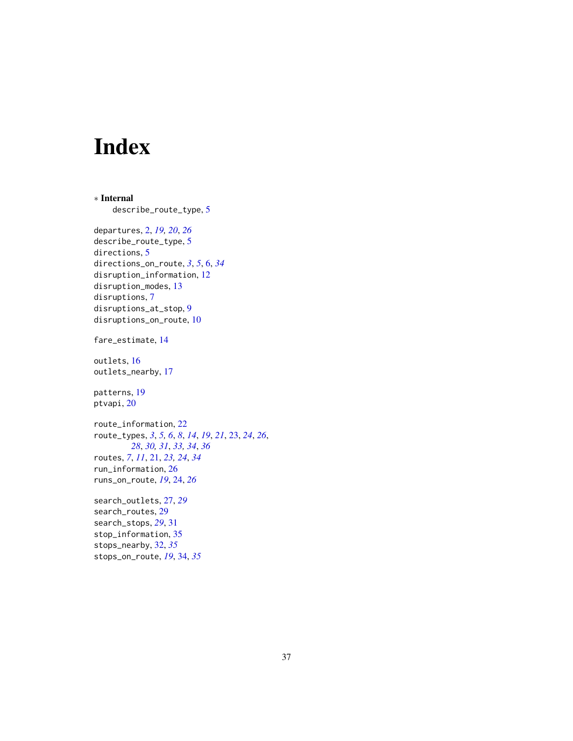# Index

∗ **Internal**

describe_route_type, 5

departures, 2, *19, 20*, *26*
describe_route_type, 5
directions, 5
directions_on_route, *3*, *5*, 6, *34*
disruption_information, 12
disruption_modes, 13
disruptions, 7
disruptions_at_stop, 9
disruptions_on_route, 10

fare_estimate, 14

outlets, 16
outlets_nearby, 17

patterns, 19
ptvapi, 20

route_information, 22
route_types, *3*, *5, 6*, *8*, *14*, *19*, *21*, 23, *24*, *26*, *28*, *30, 31*, *33, 34*, *36*
routes, *7*, *11*, 21, *23, 24*, *34*
run_information, 26
runs_on_route, *19*, 24, *26*

search_outlets, 27, *29*
search_routes, 29
search_stops, *29*, 31
stop_information, 35
stops_nearby, 32, *35*
stops_on_route, *19*, 34, *35*